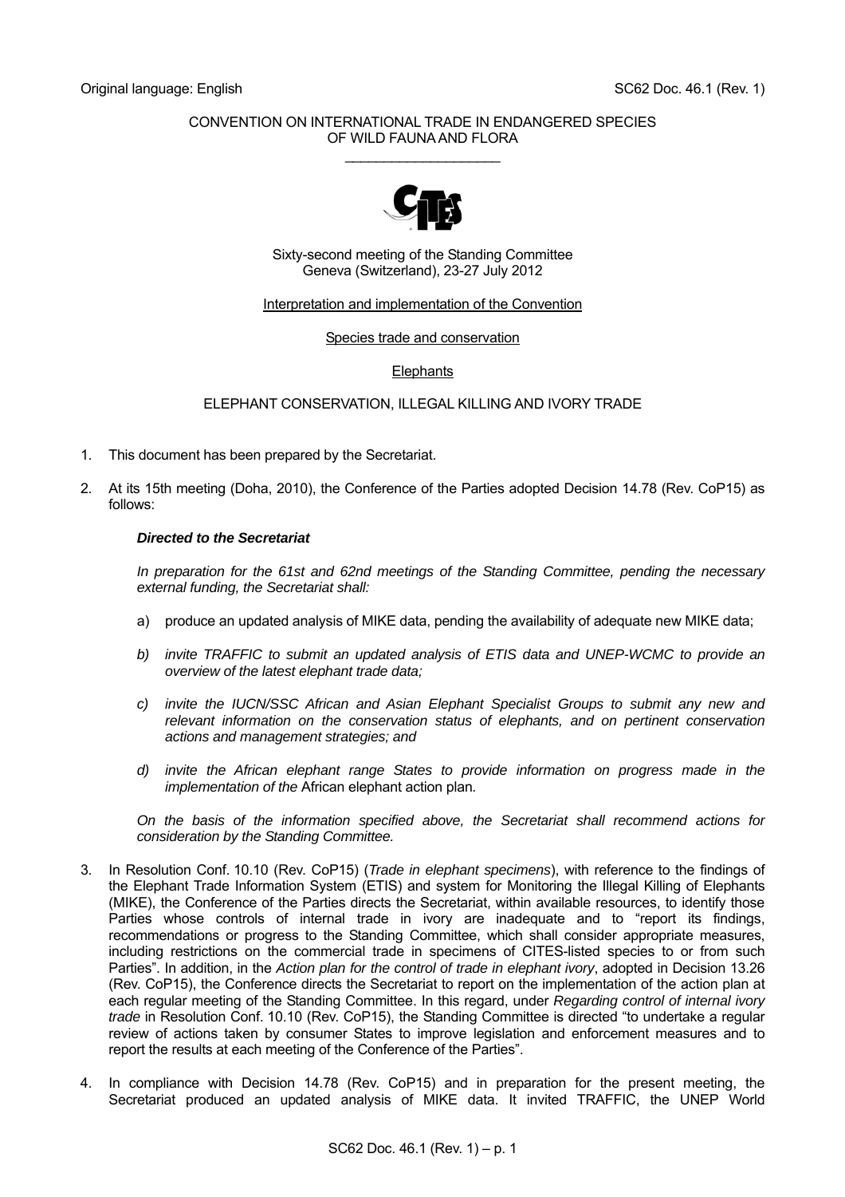Original language: English

SC62 Doc. 46.1 (Rev. 1)

CONVENTION ON INTERNATIONAL TRADE IN ENDANGERED SPECIES OF WILD FAUNA AND FLORA

\_\_\_\_\_\_\_\_\_\_\_\_\_\_\_\_\_\_\_\_

Sixty-second meeting of the Standing Committee
Geneva (Switzerland), 23-27 July 2012

Interpretation and implementation of the Convention

Species trade and conservation

Elephants

ELEPHANT CONSERVATION, ILLEGAL KILLING AND IVORY TRADE

1. This document has been prepared by the Secretariat.

2. At its 15th meeting (Doha, 2010), the Conference of the Parties adopted Decision 14.78 (Rev. CoP15) as follows:

   ***Directed to the Secretariat***

   *In preparation for the 61st and 62nd meetings of the Standing Committee, pending the necessary external funding, the Secretariat shall:*

   a) produce an updated analysis of MIKE data, pending the availability of adequate new MIKE data;

   *b) invite TRAFFIC to submit an updated analysis of ETIS data and UNEP-WCMC to provide an overview of the latest elephant trade data;*

   *c) invite the IUCN/SSC African and Asian Elephant Specialist Groups to submit any new and relevant information on the conservation status of elephants, and on pertinent conservation actions and management strategies; and*

   *d) invite the African elephant range States to provide information on progress made in the implementation of the* African elephant action plan*.*

   *On the basis of the information specified above, the Secretariat shall recommend actions for consideration by the Standing Committee.*

3. In Resolution Conf. 10.10 (Rev. CoP15) (*Trade in elephant specimens*), with reference to the findings of the Elephant Trade Information System (ETIS) and system for Monitoring the Illegal Killing of Elephants (MIKE), the Conference of the Parties directs the Secretariat, within available resources, to identify those Parties whose controls of internal trade in ivory are inadequate and to "report its findings, recommendations or progress to the Standing Committee, which shall consider appropriate measures, including restrictions on the commercial trade in specimens of CITES-listed species to or from such Parties". In addition, in the *Action plan for the control of trade in elephant ivory*, adopted in Decision 13.26 (Rev. CoP15), the Conference directs the Secretariat to report on the implementation of the action plan at each regular meeting of the Standing Committee. In this regard, under *Regarding control of internal ivory trade* in Resolution Conf. 10.10 (Rev. CoP15), the Standing Committee is directed "to undertake a regular review of actions taken by consumer States to improve legislation and enforcement measures and to report the results at each meeting of the Conference of the Parties".

4. In compliance with Decision 14.78 (Rev. CoP15) and in preparation for the present meeting, the Secretariat produced an updated analysis of MIKE data. It invited TRAFFIC, the UNEP World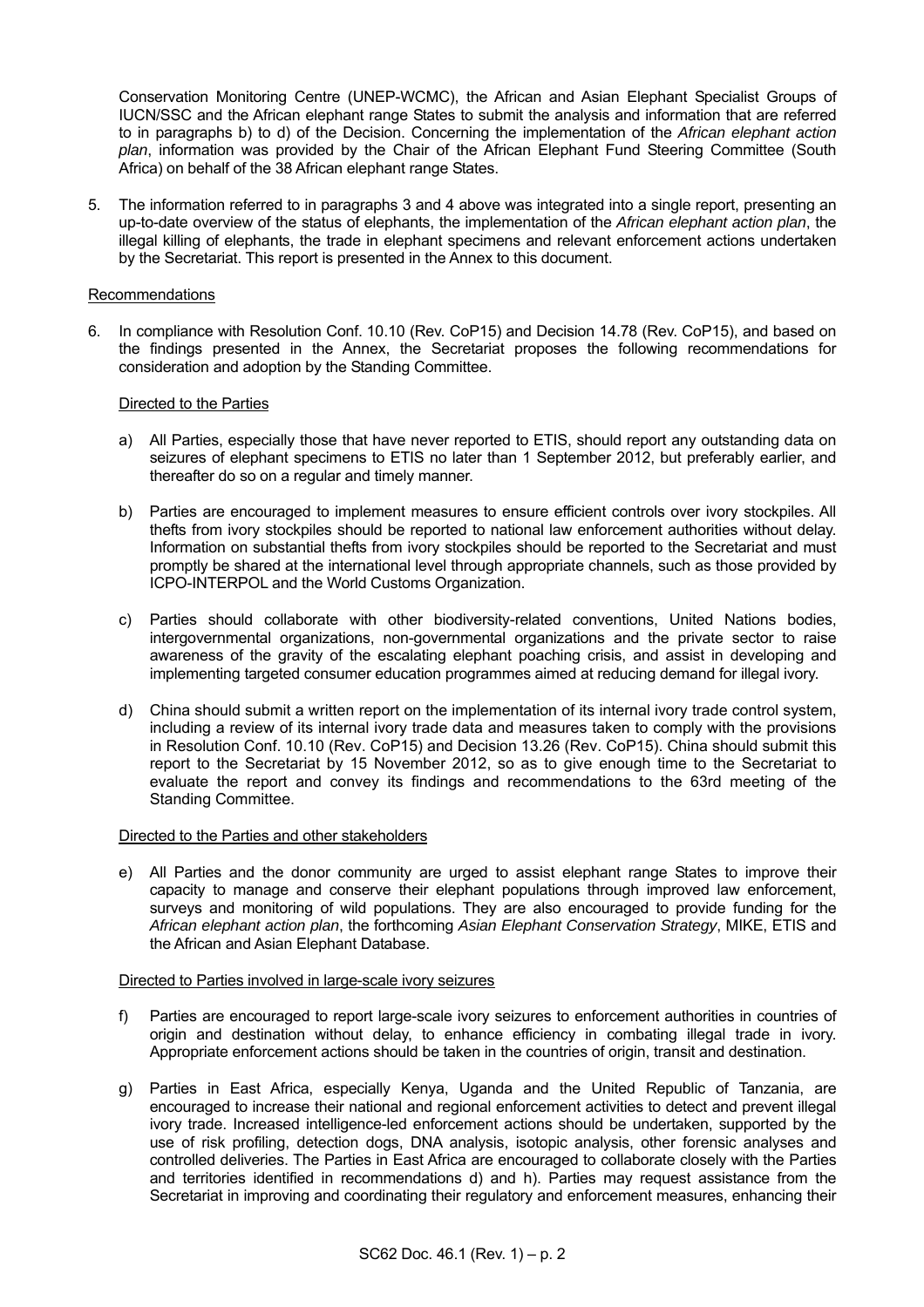Conservation Monitoring Centre (UNEP-WCMC), the African and Asian Elephant Specialist Groups of IUCN/SSC and the African elephant range States to submit the analysis and information that are referred to in paragraphs b) to d) of the Decision. Concerning the implementation of the *African elephant action plan*, information was provided by the Chair of the African Elephant Fund Steering Committee (South Africa) on behalf of the 38 African elephant range States.

5. The information referred to in paragraphs 3 and 4 above was integrated into a single report, presenting an up-to-date overview of the status of elephants, the implementation of the *African elephant action plan*, the illegal killing of elephants, the trade in elephant specimens and relevant enforcement actions undertaken by the Secretariat. This report is presented in the Annex to this document.

<u>Recommendations</u>

6. In compliance with Resolution Conf. 10.10 (Rev. CoP15) and Decision 14.78 (Rev. CoP15), and based on the findings presented in the Annex, the Secretariat proposes the following recommendations for consideration and adoption by the Standing Committee.

<u>Directed to the Parties</u>

a) All Parties, especially those that have never reported to ETIS, should report any outstanding data on seizures of elephant specimens to ETIS no later than 1 September 2012, but preferably earlier, and thereafter do so on a regular and timely manner.

b) Parties are encouraged to implement measures to ensure efficient controls over ivory stockpiles. All thefts from ivory stockpiles should be reported to national law enforcement authorities without delay. Information on substantial thefts from ivory stockpiles should be reported to the Secretariat and must promptly be shared at the international level through appropriate channels, such as those provided by ICPO-INTERPOL and the World Customs Organization.

c) Parties should collaborate with other biodiversity-related conventions, United Nations bodies, intergovernmental organizations, non-governmental organizations and the private sector to raise awareness of the gravity of the escalating elephant poaching crisis, and assist in developing and implementing targeted consumer education programmes aimed at reducing demand for illegal ivory.

d) China should submit a written report on the implementation of its internal ivory trade control system, including a review of its internal ivory trade data and measures taken to comply with the provisions in Resolution Conf. 10.10 (Rev. CoP15) and Decision 13.26 (Rev. CoP15). China should submit this report to the Secretariat by 15 November 2012, so as to give enough time to the Secretariat to evaluate the report and convey its findings and recommendations to the 63rd meeting of the Standing Committee.

<u>Directed to the Parties and other stakeholders</u>

e) All Parties and the donor community are urged to assist elephant range States to improve their capacity to manage and conserve their elephant populations through improved law enforcement, surveys and monitoring of wild populations. They are also encouraged to provide funding for the *African elephant action plan*, the forthcoming *Asian Elephant Conservation Strategy*, MIKE, ETIS and the African and Asian Elephant Database.

<u>Directed to Parties involved in large-scale ivory seizures</u>

f) Parties are encouraged to report large-scale ivory seizures to enforcement authorities in countries of origin and destination without delay, to enhance efficiency in combating illegal trade in ivory. Appropriate enforcement actions should be taken in the countries of origin, transit and destination.

g) Parties in East Africa, especially Kenya, Uganda and the United Republic of Tanzania, are encouraged to increase their national and regional enforcement activities to detect and prevent illegal ivory trade. Increased intelligence-led enforcement actions should be undertaken, supported by the use of risk profiling, detection dogs, DNA analysis, isotopic analysis, other forensic analyses and controlled deliveries. The Parties in East Africa are encouraged to collaborate closely with the Parties and territories identified in recommendations d) and h). Parties may request assistance from the Secretariat in improving and coordinating their regulatory and enforcement measures, enhancing their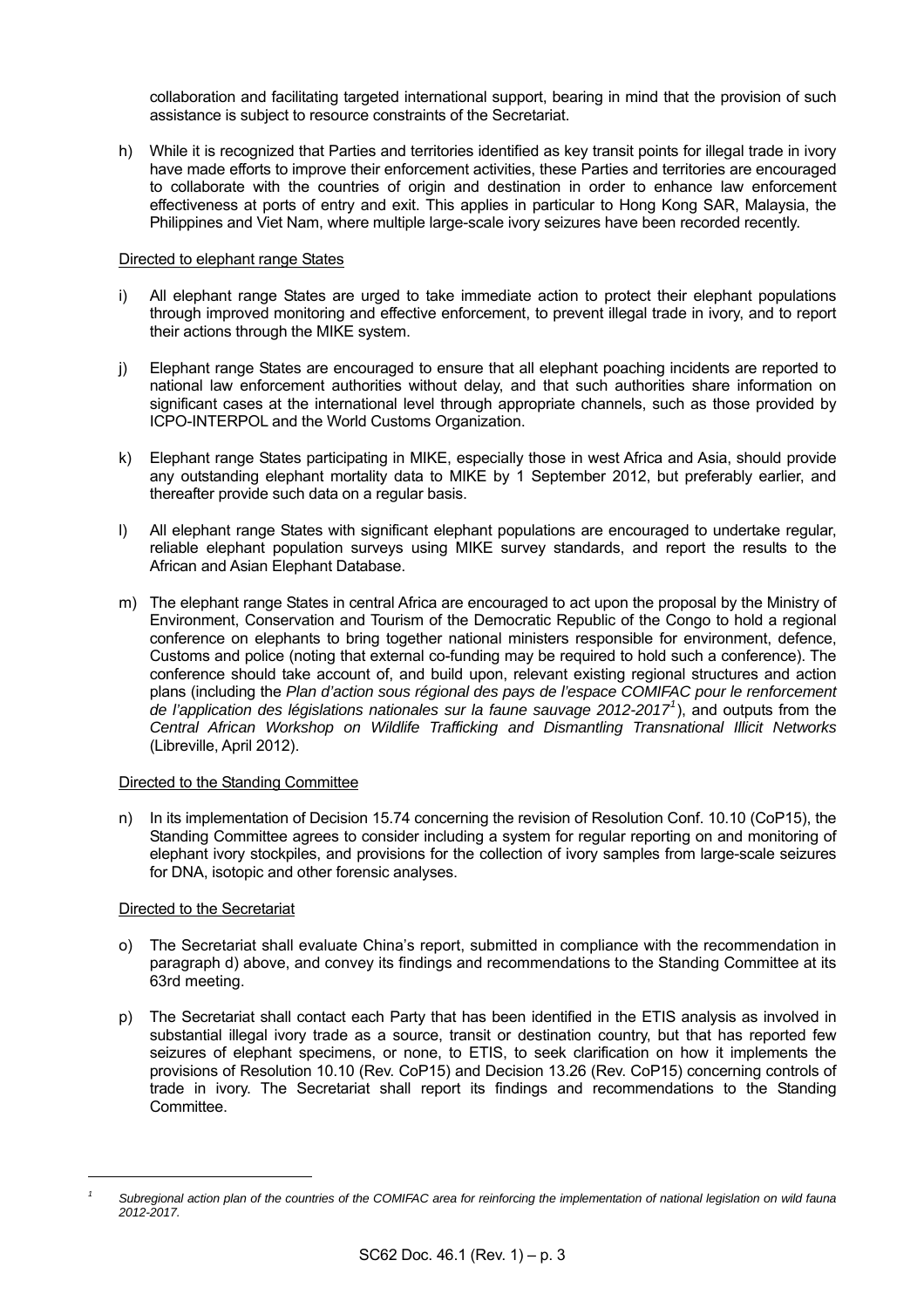collaboration and facilitating targeted international support, bearing in mind that the provision of such assistance is subject to resource constraints of the Secretariat.

h) While it is recognized that Parties and territories identified as key transit points for illegal trade in ivory have made efforts to improve their enforcement activities, these Parties and territories are encouraged to collaborate with the countries of origin and destination in order to enhance law enforcement effectiveness at ports of entry and exit. This applies in particular to Hong Kong SAR, Malaysia, the Philippines and Viet Nam, where multiple large-scale ivory seizures have been recorded recently.

Directed to elephant range States

i) All elephant range States are urged to take immediate action to protect their elephant populations through improved monitoring and effective enforcement, to prevent illegal trade in ivory, and to report their actions through the MIKE system.

j) Elephant range States are encouraged to ensure that all elephant poaching incidents are reported to national law enforcement authorities without delay, and that such authorities share information on significant cases at the international level through appropriate channels, such as those provided by ICPO-INTERPOL and the World Customs Organization.

k) Elephant range States participating in MIKE, especially those in west Africa and Asia, should provide any outstanding elephant mortality data to MIKE by 1 September 2012, but preferably earlier, and thereafter provide such data on a regular basis.

l) All elephant range States with significant elephant populations are encouraged to undertake regular, reliable elephant population surveys using MIKE survey standards, and report the results to the African and Asian Elephant Database.

m) The elephant range States in central Africa are encouraged to act upon the proposal by the Ministry of Environment, Conservation and Tourism of the Democratic Republic of the Congo to hold a regional conference on elephants to bring together national ministers responsible for environment, defence, Customs and police (noting that external co-funding may be required to hold such a conference). The conference should take account of, and build upon, relevant existing regional structures and action plans (including the *Plan d'action sous régional des pays de l'espace COMIFAC pour le renforcement de l'application des législations nationales sur la faune sauvage 2012-2017*[1]), and outputs from the *Central African Workshop on Wildlife Trafficking and Dismantling Transnational Illicit Networks* (Libreville, April 2012).

Directed to the Standing Committee

n) In its implementation of Decision 15.74 concerning the revision of Resolution Conf. 10.10 (CoP15), the Standing Committee agrees to consider including a system for regular reporting on and monitoring of elephant ivory stockpiles, and provisions for the collection of ivory samples from large-scale seizures for DNA, isotopic and other forensic analyses.

Directed to the Secretariat

o) The Secretariat shall evaluate China's report, submitted in compliance with the recommendation in paragraph d) above, and convey its findings and recommendations to the Standing Committee at its 63rd meeting.

p) The Secretariat shall contact each Party that has been identified in the ETIS analysis as involved in substantial illegal ivory trade as a source, transit or destination country, but that has reported few seizures of elephant specimens, or none, to ETIS, to seek clarification on how it implements the provisions of Resolution 10.10 (Rev. CoP15) and Decision 13.26 (Rev. CoP15) concerning controls of trade in ivory. The Secretariat shall report its findings and recommendations to the Standing Committee.

---

[1] *Subregional action plan of the countries of the COMIFAC area for reinforcing the implementation of national legislation on wild fauna 2012-2017.*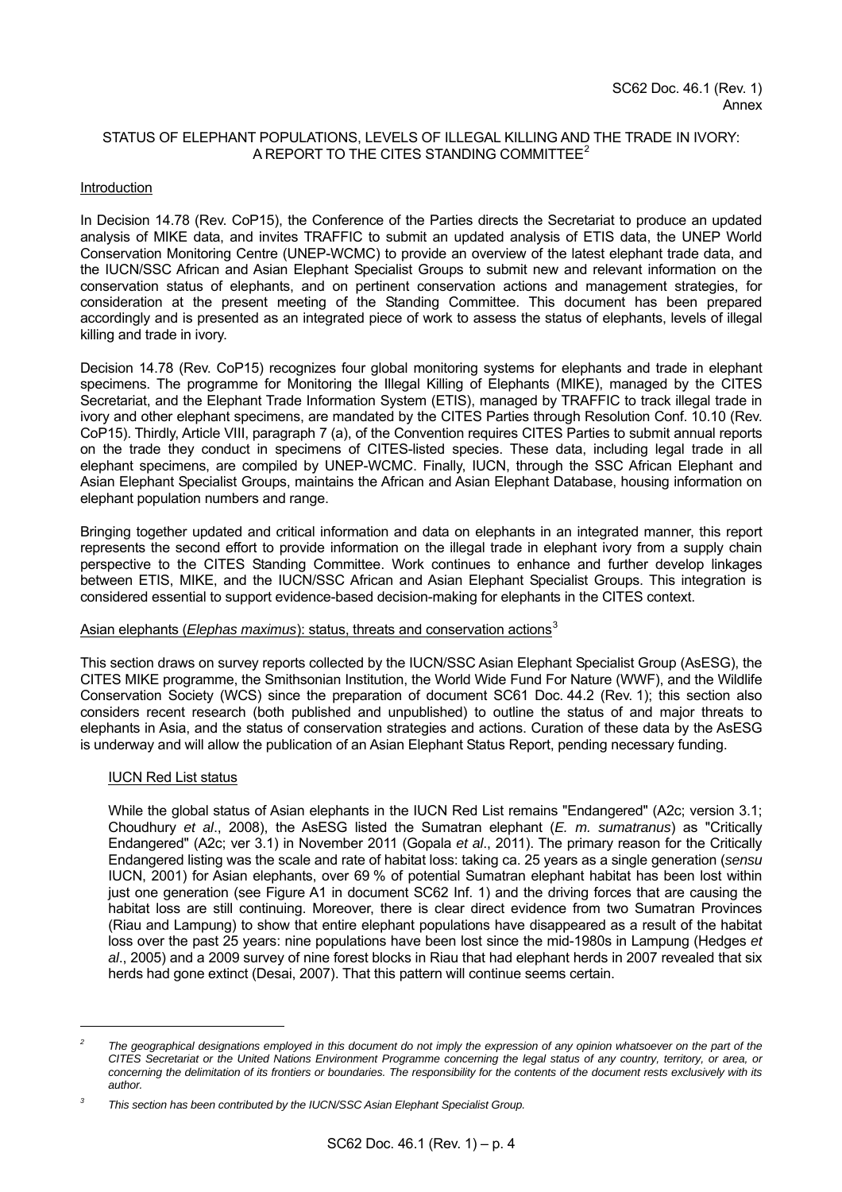SC62 Doc. 46.1 (Rev. 1)
Annex

STATUS OF ELEPHANT POPULATIONS, LEVELS OF ILLEGAL KILLING AND THE TRADE IN IVORY: A REPORT TO THE CITES STANDING COMMITTEE[2]

Introduction

In Decision 14.78 (Rev. CoP15), the Conference of the Parties directs the Secretariat to produce an updated analysis of MIKE data, and invites TRAFFIC to submit an updated analysis of ETIS data, the UNEP World Conservation Monitoring Centre (UNEP-WCMC) to provide an overview of the latest elephant trade data, and the IUCN/SSC African and Asian Elephant Specialist Groups to submit new and relevant information on the conservation status of elephants, and on pertinent conservation actions and management strategies, for consideration at the present meeting of the Standing Committee. This document has been prepared accordingly and is presented as an integrated piece of work to assess the status of elephants, levels of illegal killing and trade in ivory.

Decision 14.78 (Rev. CoP15) recognizes four global monitoring systems for elephants and trade in elephant specimens. The programme for Monitoring the Illegal Killing of Elephants (MIKE), managed by the CITES Secretariat, and the Elephant Trade Information System (ETIS), managed by TRAFFIC to track illegal trade in ivory and other elephant specimens, are mandated by the CITES Parties through Resolution Conf. 10.10 (Rev. CoP15). Thirdly, Article VIII, paragraph 7 (a), of the Convention requires CITES Parties to submit annual reports on the trade they conduct in specimens of CITES-listed species. These data, including legal trade in all elephant specimens, are compiled by UNEP-WCMC. Finally, IUCN, through the SSC African Elephant and Asian Elephant Specialist Groups, maintains the African and Asian Elephant Database, housing information on elephant population numbers and range.

Bringing together updated and critical information and data on elephants in an integrated manner, this report represents the second effort to provide information on the illegal trade in elephant ivory from a supply chain perspective to the CITES Standing Committee. Work continues to enhance and further develop linkages between ETIS, MIKE, and the IUCN/SSC African and Asian Elephant Specialist Groups. This integration is considered essential to support evidence-based decision-making for elephants in the CITES context.

Asian elephants (*Elephas maximus*): status, threats and conservation actions[3]

This section draws on survey reports collected by the IUCN/SSC Asian Elephant Specialist Group (AsESG), the CITES MIKE programme, the Smithsonian Institution, the World Wide Fund For Nature (WWF), and the Wildlife Conservation Society (WCS) since the preparation of document SC61 Doc. 44.2 (Rev. 1); this section also considers recent research (both published and unpublished) to outline the status of and major threats to elephants in Asia, and the status of conservation strategies and actions. Curation of these data by the AsESG is underway and will allow the publication of an Asian Elephant Status Report, pending necessary funding.

IUCN Red List status

While the global status of Asian elephants in the IUCN Red List remains "Endangered" (A2c; version 3.1; Choudhury *et al*., 2008), the AsESG listed the Sumatran elephant (*E. m. sumatranus*) as "Critically Endangered" (A2c; ver 3.1) in November 2011 (Gopala *et al*., 2011). The primary reason for the Critically Endangered listing was the scale and rate of habitat loss: taking ca. 25 years as a single generation (*sensu* IUCN, 2001) for Asian elephants, over 69 % of potential Sumatran elephant habitat has been lost within just one generation (see Figure A1 in document SC62 Inf. 1) and the driving forces that are causing the habitat loss are still continuing. Moreover, there is clear direct evidence from two Sumatran Provinces (Riau and Lampung) to show that entire elephant populations have disappeared as a result of the habitat loss over the past 25 years: nine populations have been lost since the mid-1980s in Lampung (Hedges *et al*., 2005) and a 2009 survey of nine forest blocks in Riau that had elephant herds in 2007 revealed that six herds had gone extinct (Desai, 2007). That this pattern will continue seems certain.

---

[2] *The geographical designations employed in this document do not imply the expression of any opinion whatsoever on the part of the CITES Secretariat or the United Nations Environment Programme concerning the legal status of any country, territory, or area, or concerning the delimitation of its frontiers or boundaries. The responsibility for the contents of the document rests exclusively with its author.*

[3] *This section has been contributed by the IUCN/SSC Asian Elephant Specialist Group.*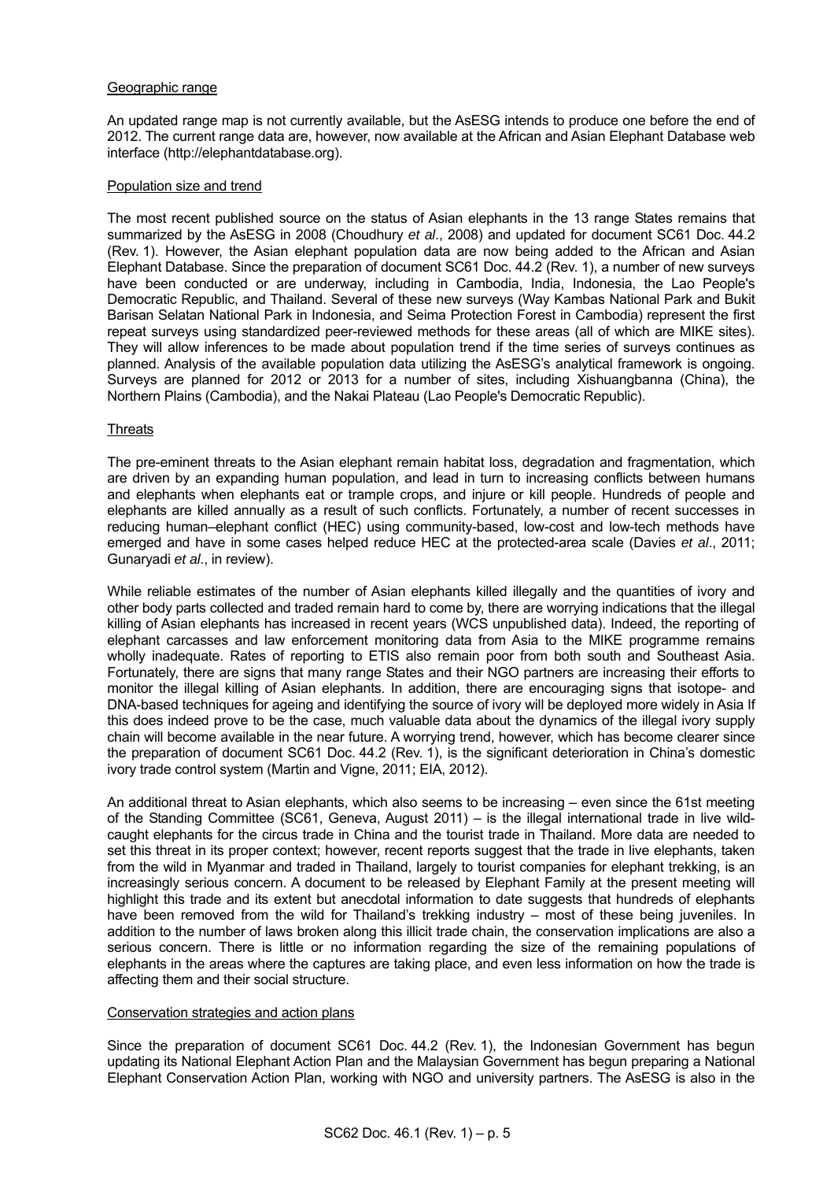Geographic range

An updated range map is not currently available, but the AsESG intends to produce one before the end of 2012. The current range data are, however, now available at the African and Asian Elephant Database web interface (http://elephantdatabase.org).

Population size and trend

The most recent published source on the status of Asian elephants in the 13 range States remains that summarized by the AsESG in 2008 (Choudhury *et al*., 2008) and updated for document SC61 Doc. 44.2 (Rev. 1). However, the Asian elephant population data are now being added to the African and Asian Elephant Database. Since the preparation of document SC61 Doc. 44.2 (Rev. 1), a number of new surveys have been conducted or are underway, including in Cambodia, India, Indonesia, the Lao People's Democratic Republic, and Thailand. Several of these new surveys (Way Kambas National Park and Bukit Barisan Selatan National Park in Indonesia, and Seima Protection Forest in Cambodia) represent the first repeat surveys using standardized peer-reviewed methods for these areas (all of which are MIKE sites). They will allow inferences to be made about population trend if the time series of surveys continues as planned. Analysis of the available population data utilizing the AsESG's analytical framework is ongoing. Surveys are planned for 2012 or 2013 for a number of sites, including Xishuangbanna (China), the Northern Plains (Cambodia), and the Nakai Plateau (Lao People's Democratic Republic).

Threats

The pre-eminent threats to the Asian elephant remain habitat loss, degradation and fragmentation, which are driven by an expanding human population, and lead in turn to increasing conflicts between humans and elephants when elephants eat or trample crops, and injure or kill people. Hundreds of people and elephants are killed annually as a result of such conflicts. Fortunately, a number of recent successes in reducing human–elephant conflict (HEC) using community-based, low-cost and low-tech methods have emerged and have in some cases helped reduce HEC at the protected-area scale (Davies *et al*., 2011; Gunaryadi *et al*., in review).

While reliable estimates of the number of Asian elephants killed illegally and the quantities of ivory and other body parts collected and traded remain hard to come by, there are worrying indications that the illegal killing of Asian elephants has increased in recent years (WCS unpublished data). Indeed, the reporting of elephant carcasses and law enforcement monitoring data from Asia to the MIKE programme remains wholly inadequate. Rates of reporting to ETIS also remain poor from both south and Southeast Asia. Fortunately, there are signs that many range States and their NGO partners are increasing their efforts to monitor the illegal killing of Asian elephants. In addition, there are encouraging signs that isotope- and DNA-based techniques for ageing and identifying the source of ivory will be deployed more widely in Asia If this does indeed prove to be the case, much valuable data about the dynamics of the illegal ivory supply chain will become available in the near future. A worrying trend, however, which has become clearer since the preparation of document SC61 Doc. 44.2 (Rev. 1), is the significant deterioration in China's domestic ivory trade control system (Martin and Vigne, 2011; EIA, 2012).

An additional threat to Asian elephants, which also seems to be increasing – even since the 61st meeting of the Standing Committee (SC61, Geneva, August 2011) – is the illegal international trade in live wild-caught elephants for the circus trade in China and the tourist trade in Thailand. More data are needed to set this threat in its proper context; however, recent reports suggest that the trade in live elephants, taken from the wild in Myanmar and traded in Thailand, largely to tourist companies for elephant trekking, is an increasingly serious concern. A document to be released by Elephant Family at the present meeting will highlight this trade and its extent but anecdotal information to date suggests that hundreds of elephants have been removed from the wild for Thailand's trekking industry – most of these being juveniles. In addition to the number of laws broken along this illicit trade chain, the conservation implications are also a serious concern. There is little or no information regarding the size of the remaining populations of elephants in the areas where the captures are taking place, and even less information on how the trade is affecting them and their social structure.

Conservation strategies and action plans

Since the preparation of document SC61 Doc. 44.2 (Rev. 1), the Indonesian Government has begun updating its National Elephant Action Plan and the Malaysian Government has begun preparing a National Elephant Conservation Action Plan, working with NGO and university partners. The AsESG is also in the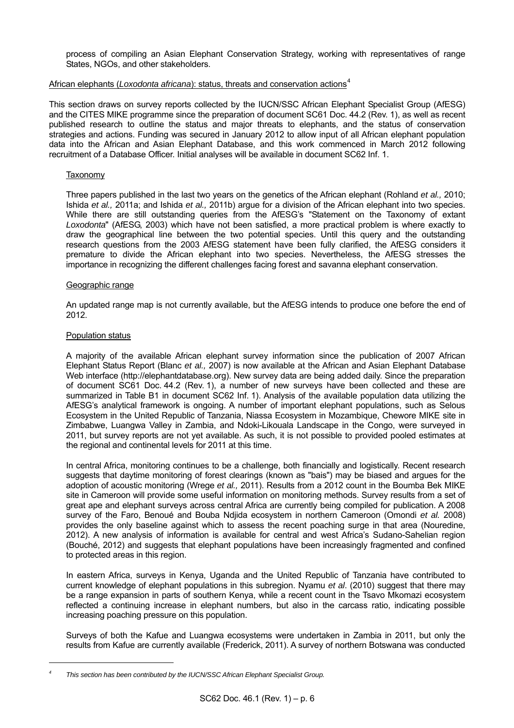process of compiling an Asian Elephant Conservation Strategy, working with representatives of range States, NGOs, and other stakeholders.

African elephants (*Loxodonta africana*): status, threats and conservation actions[4]

This section draws on survey reports collected by the IUCN/SSC African Elephant Specialist Group (AfESG) and the CITES MIKE programme since the preparation of document SC61 Doc. 44.2 (Rev. 1), as well as recent published research to outline the status and major threats to elephants, and the status of conservation strategies and actions. Funding was secured in January 2012 to allow input of all African elephant population data into the African and Asian Elephant Database, and this work commenced in March 2012 following recruitment of a Database Officer. Initial analyses will be available in document SC62 Inf. 1.

Taxonomy

Three papers published in the last two years on the genetics of the African elephant (Rohland *et al.,* 2010; Ishida *et al.,* 2011a; and Ishida *et al.,* 2011b) argue for a division of the African elephant into two species. While there are still outstanding queries from the AfESG's "Statement on the Taxonomy of extant *Loxodonta*" (AfESG, 2003) which have not been satisfied, a more practical problem is where exactly to draw the geographical line between the two potential species. Until this query and the outstanding research questions from the 2003 AfESG statement have been fully clarified, the AfESG considers it premature to divide the African elephant into two species. Nevertheless, the AfESG stresses the importance in recognizing the different challenges facing forest and savanna elephant conservation.

Geographic range

An updated range map is not currently available, but the AfESG intends to produce one before the end of 2012.

Population status

A majority of the available African elephant survey information since the publication of 2007 African Elephant Status Report (Blanc *et al.,* 2007) is now available at the African and Asian Elephant Database Web interface (http://elephantdatabase.org). New survey data are being added daily. Since the preparation of document SC61 Doc. 44.2 (Rev. 1), a number of new surveys have been collected and these are summarized in Table B1 in document SC62 Inf. 1). Analysis of the available population data utilizing the AfESG's analytical framework is ongoing. A number of important elephant populations, such as Selous Ecosystem in the United Republic of Tanzania, Niassa Ecosystem in Mozambique, Chewore MIKE site in Zimbabwe, Luangwa Valley in Zambia, and Ndoki-Likouala Landscape in the Congo, were surveyed in 2011, but survey reports are not yet available. As such, it is not possible to provided pooled estimates at the regional and continental levels for 2011 at this time.

In central Africa, monitoring continues to be a challenge, both financially and logistically. Recent research suggests that daytime monitoring of forest clearings (known as "bais") may be biased and argues for the adoption of acoustic monitoring (Wrege *et al.,* 2011). Results from a 2012 count in the Boumba Bek MIKE site in Cameroon will provide some useful information on monitoring methods. Survey results from a set of great ape and elephant surveys across central Africa are currently being compiled for publication. A 2008 survey of the Faro, Benoué and Bouba Ndjida ecosystem in northern Cameroon (Omondi *et al.* 2008) provides the only baseline against which to assess the recent poaching surge in that area (Nouredine, 2012). A new analysis of information is available for central and west Africa's Sudano-Sahelian region (Bouché, 2012) and suggests that elephant populations have been increasingly fragmented and confined to protected areas in this region.

In eastern Africa, surveys in Kenya, Uganda and the United Republic of Tanzania have contributed to current knowledge of elephant populations in this subregion. Nyamu *et al*. (2010) suggest that there may be a range expansion in parts of southern Kenya, while a recent count in the Tsavo Mkomazi ecosystem reflected a continuing increase in elephant numbers, but also in the carcass ratio, indicating possible increasing poaching pressure on this population.

Surveys of both the Kafue and Luangwa ecosystems were undertaken in Zambia in 2011, but only the results from Kafue are currently available (Frederick, 2011). A survey of northern Botswana was conducted

[4] *This section has been contributed by the IUCN/SSC African Elephant Specialist Group.*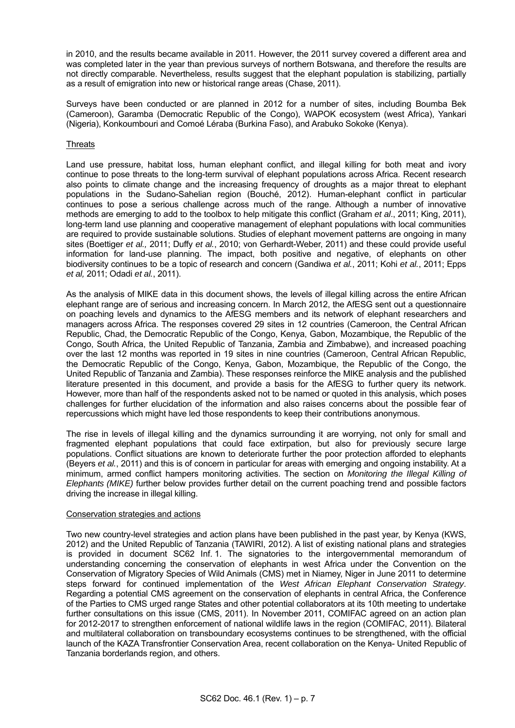in 2010, and the results became available in 2011. However, the 2011 survey covered a different area and was completed later in the year than previous surveys of northern Botswana, and therefore the results are not directly comparable. Nevertheless, results suggest that the elephant population is stabilizing, partially as a result of emigration into new or historical range areas (Chase, 2011).

Surveys have been conducted or are planned in 2012 for a number of sites, including Boumba Bek (Cameroon), Garamba (Democratic Republic of the Congo), WAPOK ecosystem (west Africa), Yankari (Nigeria), Konkoumbouri and Comoé Léraba (Burkina Faso), and Arabuko Sokoke (Kenya).

Threats

Land use pressure, habitat loss, human elephant conflict, and illegal killing for both meat and ivory continue to pose threats to the long-term survival of elephant populations across Africa. Recent research also points to climate change and the increasing frequency of droughts as a major threat to elephant populations in the Sudano-Sahelian region (Bouché, 2012). Human-elephant conflict in particular continues to pose a serious challenge across much of the range. Although a number of innovative methods are emerging to add to the toolbox to help mitigate this conflict (Graham *et al*., 2011; King, 2011), long-term land use planning and cooperative management of elephant populations with local communities are required to provide sustainable solutions. Studies of elephant movement patterns are ongoing in many sites (Boettiger *et al.,* 2011; Duffy *et al.*, 2010; von Gerhardt-Weber, 2011) and these could provide useful information for land-use planning. The impact, both positive and negative, of elephants on other biodiversity continues to be a topic of research and concern (Gandiwa *et al.*, 2011; Kohi *et al.*, 2011; Epps *et al,* 2011; Odadi *et al.*, 2011).

As the analysis of MIKE data in this document shows, the levels of illegal killing across the entire African elephant range are of serious and increasing concern. In March 2012, the AfESG sent out a questionnaire on poaching levels and dynamics to the AfESG members and its network of elephant researchers and managers across Africa. The responses covered 29 sites in 12 countries (Cameroon, the Central African Republic, Chad, the Democratic Republic of the Congo, Kenya, Gabon, Mozambique, the Republic of the Congo, South Africa, the United Republic of Tanzania, Zambia and Zimbabwe), and increased poaching over the last 12 months was reported in 19 sites in nine countries (Cameroon, Central African Republic, the Democratic Republic of the Congo, Kenya, Gabon, Mozambique, the Republic of the Congo, the United Republic of Tanzania and Zambia). These responses reinforce the MIKE analysis and the published literature presented in this document, and provide a basis for the AfESG to further query its network. However, more than half of the respondents asked not to be named or quoted in this analysis, which poses challenges for further elucidation of the information and also raises concerns about the possible fear of repercussions which might have led those respondents to keep their contributions anonymous.

The rise in levels of illegal killing and the dynamics surrounding it are worrying, not only for small and fragmented elephant populations that could face extirpation, but also for previously secure large populations. Conflict situations are known to deteriorate further the poor protection afforded to elephants (Beyers *et al.*, 2011) and this is of concern in particular for areas with emerging and ongoing instability. At a minimum, armed conflict hampers monitoring activities. The section on *Monitoring the Illegal Killing of Elephants (MIKE)* further below provides further detail on the current poaching trend and possible factors driving the increase in illegal killing.

Conservation strategies and actions

Two new country-level strategies and action plans have been published in the past year, by Kenya (KWS, 2012) and the United Republic of Tanzania (TAWIRI, 2012). A list of existing national plans and strategies is provided in document SC62 Inf. 1. The signatories to the intergovernmental memorandum of understanding concerning the conservation of elephants in west Africa under the Convention on the Conservation of Migratory Species of Wild Animals (CMS) met in Niamey, Niger in June 2011 to determine steps forward for continued implementation of the *West African Elephant Conservation Strategy*. Regarding a potential CMS agreement on the conservation of elephants in central Africa, the Conference of the Parties to CMS urged range States and other potential collaborators at its 10th meeting to undertake further consultations on this issue (CMS, 2011). In November 2011, COMIFAC agreed on an action plan for 2012-2017 to strengthen enforcement of national wildlife laws in the region (COMIFAC, 2011). Bilateral and multilateral collaboration on transboundary ecosystems continues to be strengthened, with the official launch of the KAZA Transfrontier Conservation Area, recent collaboration on the Kenya- United Republic of Tanzania borderlands region, and others.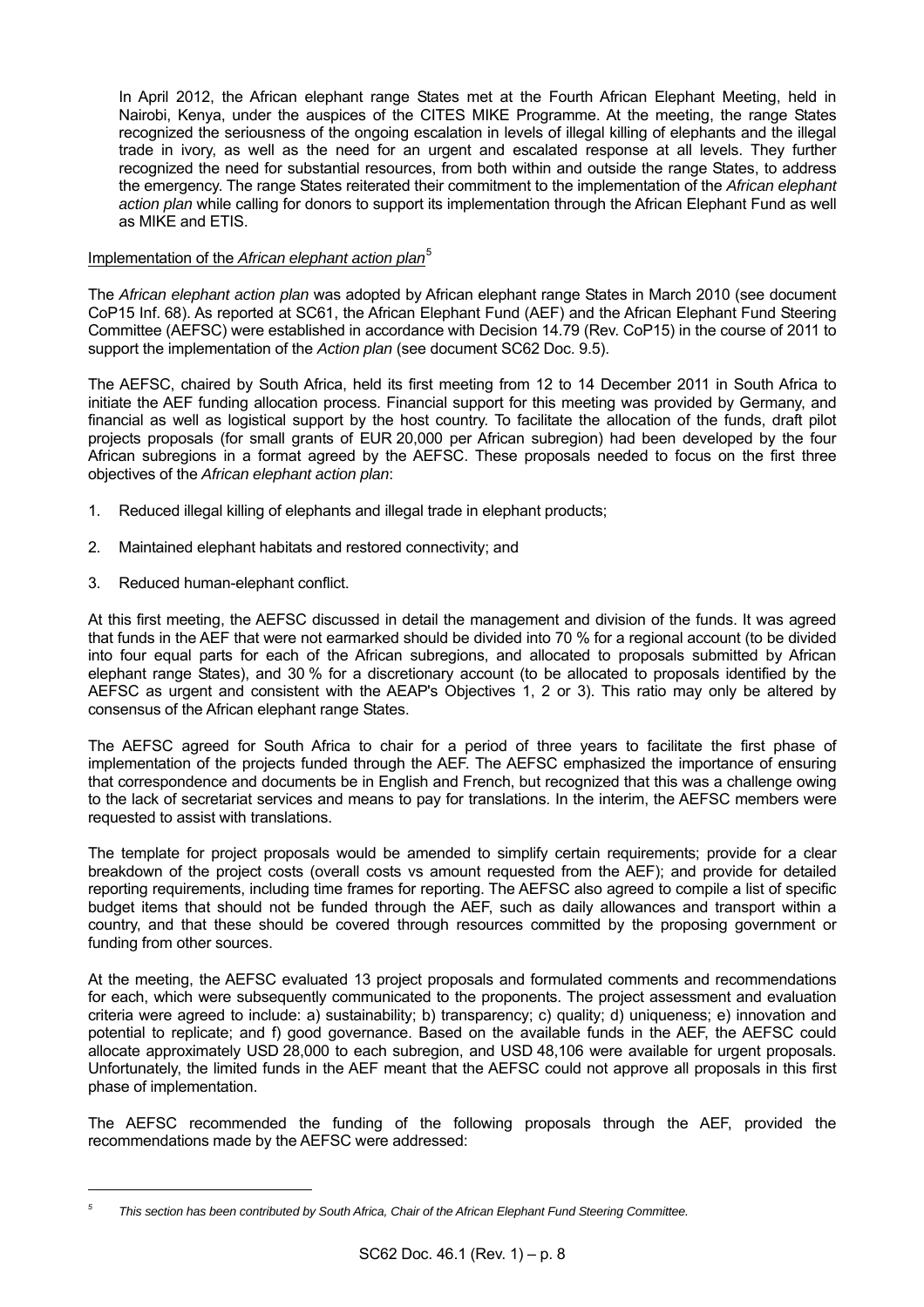In April 2012, the African elephant range States met at the Fourth African Elephant Meeting, held in Nairobi, Kenya, under the auspices of the CITES MIKE Programme. At the meeting, the range States recognized the seriousness of the ongoing escalation in levels of illegal killing of elephants and the illegal trade in ivory, as well as the need for an urgent and escalated response at all levels. They further recognized the need for substantial resources, from both within and outside the range States, to address the emergency. The range States reiterated their commitment to the implementation of the *African elephant action plan* while calling for donors to support its implementation through the African Elephant Fund as well as MIKE and ETIS.

Implementation of the *African elephant action plan*[5]

The *African elephant action plan* was adopted by African elephant range States in March 2010 (see document CoP15 Inf. 68). As reported at SC61, the African Elephant Fund (AEF) and the African Elephant Fund Steering Committee (AEFSC) were established in accordance with Decision 14.79 (Rev. CoP15) in the course of 2011 to support the implementation of the *Action plan* (see document SC62 Doc. 9.5).

The AEFSC, chaired by South Africa, held its first meeting from 12 to 14 December 2011 in South Africa to initiate the AEF funding allocation process. Financial support for this meeting was provided by Germany, and financial as well as logistical support by the host country. To facilitate the allocation of the funds, draft pilot projects proposals (for small grants of EUR 20,000 per African subregion) had been developed by the four African subregions in a format agreed by the AEFSC. These proposals needed to focus on the first three objectives of the *African elephant action plan*:

1. Reduced illegal killing of elephants and illegal trade in elephant products;
2. Maintained elephant habitats and restored connectivity; and
3. Reduced human-elephant conflict.

At this first meeting, the AEFSC discussed in detail the management and division of the funds. It was agreed that funds in the AEF that were not earmarked should be divided into 70 % for a regional account (to be divided into four equal parts for each of the African subregions, and allocated to proposals submitted by African elephant range States), and 30 % for a discretionary account (to be allocated to proposals identified by the AEFSC as urgent and consistent with the AEAP's Objectives 1, 2 or 3). This ratio may only be altered by consensus of the African elephant range States.

The AEFSC agreed for South Africa to chair for a period of three years to facilitate the first phase of implementation of the projects funded through the AEF. The AEFSC emphasized the importance of ensuring that correspondence and documents be in English and French, but recognized that this was a challenge owing to the lack of secretariat services and means to pay for translations. In the interim, the AEFSC members were requested to assist with translations.

The template for project proposals would be amended to simplify certain requirements; provide for a clear breakdown of the project costs (overall costs vs amount requested from the AEF); and provide for detailed reporting requirements, including time frames for reporting. The AEFSC also agreed to compile a list of specific budget items that should not be funded through the AEF, such as daily allowances and transport within a country, and that these should be covered through resources committed by the proposing government or funding from other sources.

At the meeting, the AEFSC evaluated 13 project proposals and formulated comments and recommendations for each, which were subsequently communicated to the proponents. The project assessment and evaluation criteria were agreed to include: a) sustainability; b) transparency; c) quality; d) uniqueness; e) innovation and potential to replicate; and f) good governance. Based on the available funds in the AEF, the AEFSC could allocate approximately USD 28,000 to each subregion, and USD 48,106 were available for urgent proposals. Unfortunately, the limited funds in the AEF meant that the AEFSC could not approve all proposals in this first phase of implementation.

The AEFSC recommended the funding of the following proposals through the AEF, provided the recommendations made by the AEFSC were addressed:

[5] *This section has been contributed by South Africa, Chair of the African Elephant Fund Steering Committee.*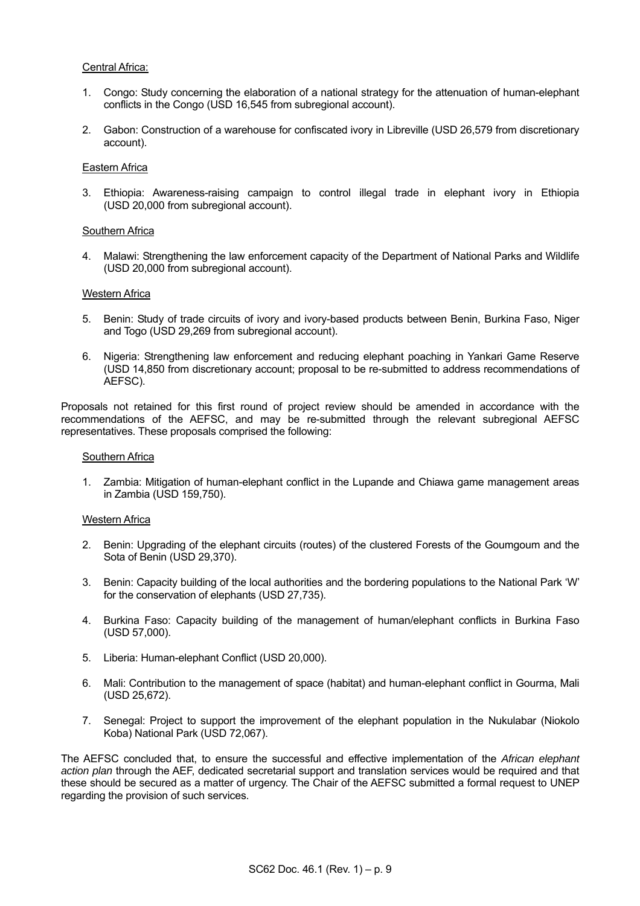Central Africa:

1. Congo: Study concerning the elaboration of a national strategy for the attenuation of human-elephant conflicts in the Congo (USD 16,545 from subregional account).

2. Gabon: Construction of a warehouse for confiscated ivory in Libreville (USD 26,579 from discretionary account).

Eastern Africa

3. Ethiopia: Awareness-raising campaign to control illegal trade in elephant ivory in Ethiopia (USD 20,000 from subregional account).

Southern Africa

4. Malawi: Strengthening the law enforcement capacity of the Department of National Parks and Wildlife (USD 20,000 from subregional account).

Western Africa

5. Benin: Study of trade circuits of ivory and ivory-based products between Benin, Burkina Faso, Niger and Togo (USD 29,269 from subregional account).

6. Nigeria: Strengthening law enforcement and reducing elephant poaching in Yankari Game Reserve (USD 14,850 from discretionary account; proposal to be re-submitted to address recommendations of AEFSC).

Proposals not retained for this first round of project review should be amended in accordance with the recommendations of the AEFSC, and may be re-submitted through the relevant subregional AEFSC representatives. These proposals comprised the following:

Southern Africa

1. Zambia: Mitigation of human-elephant conflict in the Lupande and Chiawa game management areas in Zambia (USD 159,750).

Western Africa

2. Benin: Upgrading of the elephant circuits (routes) of the clustered Forests of the Goumgoum and the Sota of Benin (USD 29,370).

3. Benin: Capacity building of the local authorities and the bordering populations to the National Park 'W' for the conservation of elephants (USD 27,735).

4. Burkina Faso: Capacity building of the management of human/elephant conflicts in Burkina Faso (USD 57,000).

5. Liberia: Human-elephant Conflict (USD 20,000).

6. Mali: Contribution to the management of space (habitat) and human-elephant conflict in Gourma, Mali (USD 25,672).

7. Senegal: Project to support the improvement of the elephant population in the Nukulabar (Niokolo Koba) National Park (USD 72,067).

The AEFSC concluded that, to ensure the successful and effective implementation of the *African elephant action plan* through the AEF, dedicated secretarial support and translation services would be required and that these should be secured as a matter of urgency. The Chair of the AEFSC submitted a formal request to UNEP regarding the provision of such services.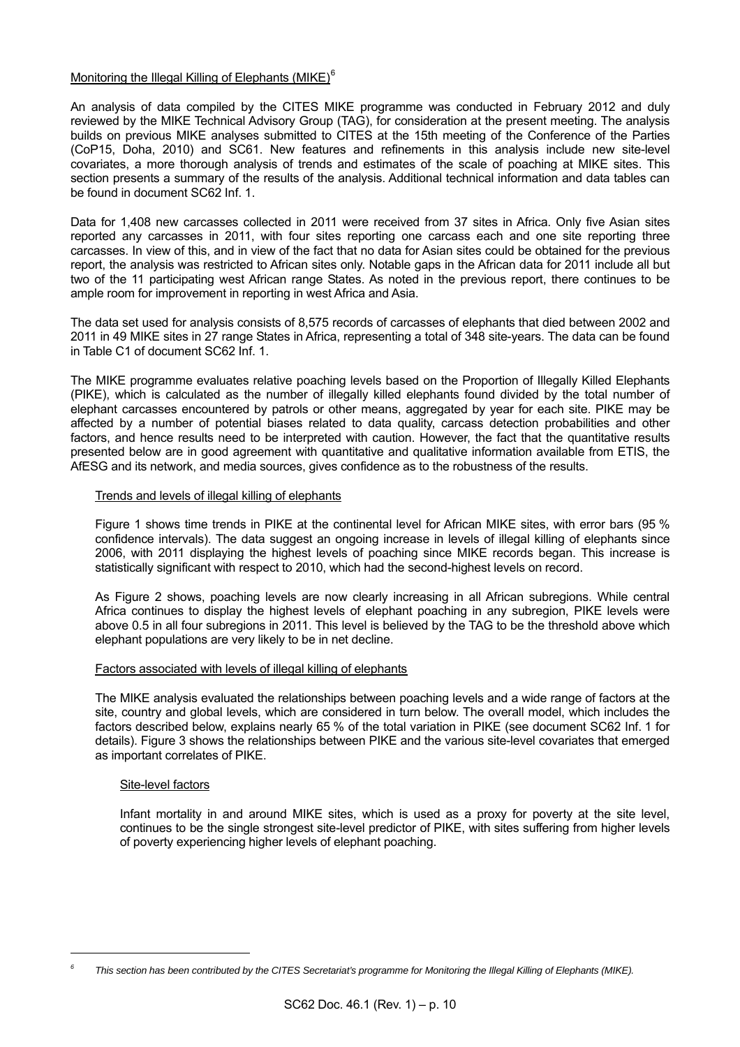## Monitoring the Illegal Killing of Elephants (MIKE)[6]

An analysis of data compiled by the CITES MIKE programme was conducted in February 2012 and duly reviewed by the MIKE Technical Advisory Group (TAG), for consideration at the present meeting. The analysis builds on previous MIKE analyses submitted to CITES at the 15th meeting of the Conference of the Parties (CoP15, Doha, 2010) and SC61. New features and refinements in this analysis include new site-level covariates, a more thorough analysis of trends and estimates of the scale of poaching at MIKE sites. This section presents a summary of the results of the analysis. Additional technical information and data tables can be found in document SC62 Inf. 1.

Data for 1,408 new carcasses collected in 2011 were received from 37 sites in Africa. Only five Asian sites reported any carcasses in 2011, with four sites reporting one carcass each and one site reporting three carcasses. In view of this, and in view of the fact that no data for Asian sites could be obtained for the previous report, the analysis was restricted to African sites only. Notable gaps in the African data for 2011 include all but two of the 11 participating west African range States. As noted in the previous report, there continues to be ample room for improvement in reporting in west Africa and Asia.

The data set used for analysis consists of 8,575 records of carcasses of elephants that died between 2002 and 2011 in 49 MIKE sites in 27 range States in Africa, representing a total of 348 site-years. The data can be found in Table C1 of document SC62 Inf. 1.

The MIKE programme evaluates relative poaching levels based on the Proportion of Illegally Killed Elephants (PIKE), which is calculated as the number of illegally killed elephants found divided by the total number of elephant carcasses encountered by patrols or other means, aggregated by year for each site. PIKE may be affected by a number of potential biases related to data quality, carcass detection probabilities and other factors, and hence results need to be interpreted with caution. However, the fact that the quantitative results presented below are in good agreement with quantitative and qualitative information available from ETIS, the AfESG and its network, and media sources, gives confidence as to the robustness of the results.

### Trends and levels of illegal killing of elephants

Figure 1 shows time trends in PIKE at the continental level for African MIKE sites, with error bars (95 % confidence intervals). The data suggest an ongoing increase in levels of illegal killing of elephants since 2006, with 2011 displaying the highest levels of poaching since MIKE records began. This increase is statistically significant with respect to 2010, which had the second-highest levels on record.

As Figure 2 shows, poaching levels are now clearly increasing in all African subregions. While central Africa continues to display the highest levels of elephant poaching in any subregion, PIKE levels were above 0.5 in all four subregions in 2011. This level is believed by the TAG to be the threshold above which elephant populations are very likely to be in net decline.

### Factors associated with levels of illegal killing of elephants

The MIKE analysis evaluated the relationships between poaching levels and a wide range of factors at the site, country and global levels, which are considered in turn below. The overall model, which includes the factors described below, explains nearly 65 % of the total variation in PIKE (see document SC62 Inf. 1 for details). Figure 3 shows the relationships between PIKE and the various site-level covariates that emerged as important correlates of PIKE.

#### Site-level factors

Infant mortality in and around MIKE sites, which is used as a proxy for poverty at the site level, continues to be the single strongest site-level predictor of PIKE, with sites suffering from higher levels of poverty experiencing higher levels of elephant poaching.

---

[6] *This section has been contributed by the CITES Secretariat's programme for Monitoring the Illegal Killing of Elephants (MIKE).*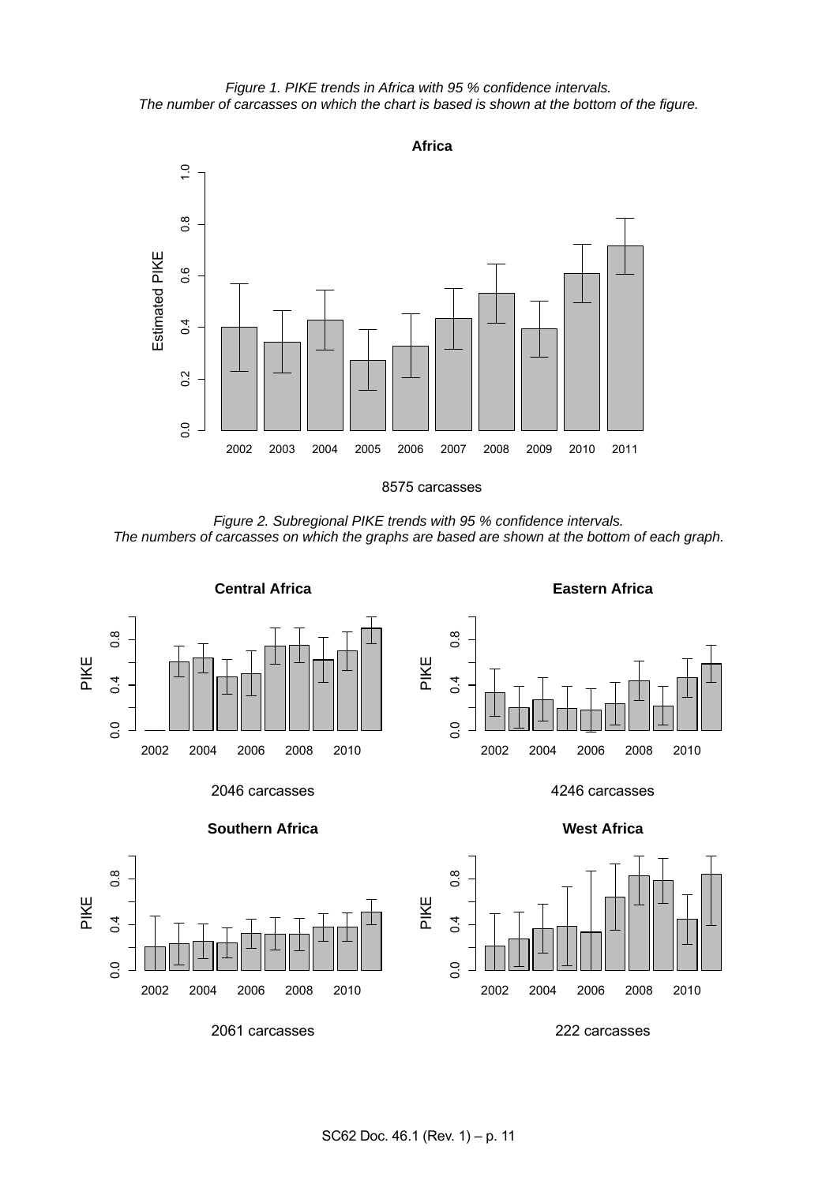*Figure 1. PIKE trends in Africa with 95 % confidence intervals.*
*The number of carcasses on which the chart is based is shown at the bottom of the figure.*

**Africa**

8575 carcasses

*Figure 2. Subregional PIKE trends with 95 % confidence intervals.*
*The numbers of carcasses on which the graphs are based are shown at the bottom of each graph.*

**Central Africa**

2046 carcasses

**Eastern Africa**

4246 carcasses

**Southern Africa**

2061 carcasses

**West Africa**

222 carcasses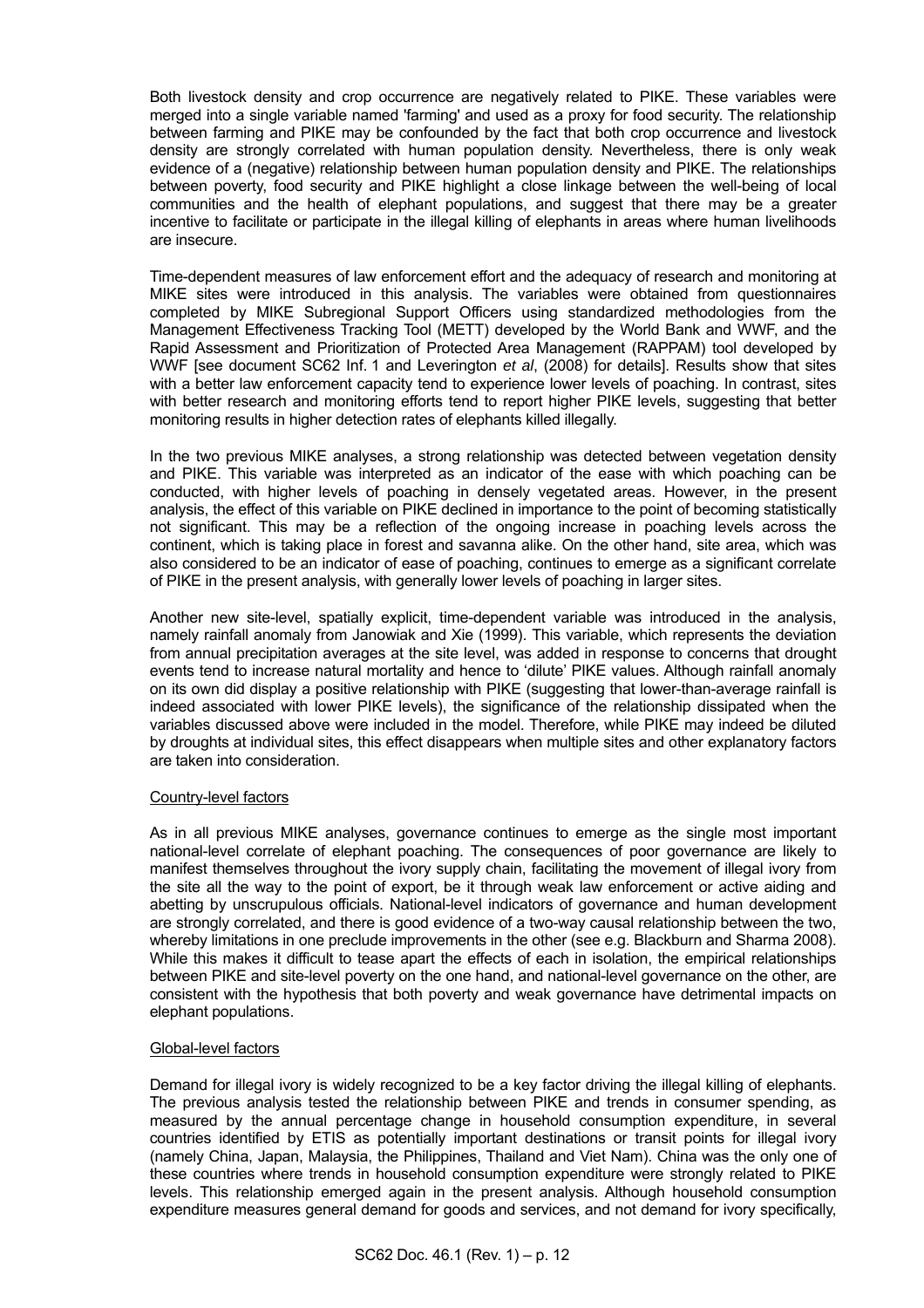Both livestock density and crop occurrence are negatively related to PIKE. These variables were merged into a single variable named 'farming' and used as a proxy for food security. The relationship between farming and PIKE may be confounded by the fact that both crop occurrence and livestock density are strongly correlated with human population density. Nevertheless, there is only weak evidence of a (negative) relationship between human population density and PIKE. The relationships between poverty, food security and PIKE highlight a close linkage between the well-being of local communities and the health of elephant populations, and suggest that there may be a greater incentive to facilitate or participate in the illegal killing of elephants in areas where human livelihoods are insecure.

Time-dependent measures of law enforcement effort and the adequacy of research and monitoring at MIKE sites were introduced in this analysis. The variables were obtained from questionnaires completed by MIKE Subregional Support Officers using standardized methodologies from the Management Effectiveness Tracking Tool (METT) developed by the World Bank and WWF, and the Rapid Assessment and Prioritization of Protected Area Management (RAPPAM) tool developed by WWF [see document SC62 Inf. 1 and Leverington *et al*, (2008) for details]. Results show that sites with a better law enforcement capacity tend to experience lower levels of poaching. In contrast, sites with better research and monitoring efforts tend to report higher PIKE levels, suggesting that better monitoring results in higher detection rates of elephants killed illegally.

In the two previous MIKE analyses, a strong relationship was detected between vegetation density and PIKE. This variable was interpreted as an indicator of the ease with which poaching can be conducted, with higher levels of poaching in densely vegetated areas. However, in the present analysis, the effect of this variable on PIKE declined in importance to the point of becoming statistically not significant. This may be a reflection of the ongoing increase in poaching levels across the continent, which is taking place in forest and savanna alike. On the other hand, site area, which was also considered to be an indicator of ease of poaching, continues to emerge as a significant correlate of PIKE in the present analysis, with generally lower levels of poaching in larger sites.

Another new site-level, spatially explicit, time-dependent variable was introduced in the analysis, namely rainfall anomaly from Janowiak and Xie (1999). This variable, which represents the deviation from annual precipitation averages at the site level, was added in response to concerns that drought events tend to increase natural mortality and hence to 'dilute' PIKE values. Although rainfall anomaly on its own did display a positive relationship with PIKE (suggesting that lower-than-average rainfall is indeed associated with lower PIKE levels), the significance of the relationship dissipated when the variables discussed above were included in the model. Therefore, while PIKE may indeed be diluted by droughts at individual sites, this effect disappears when multiple sites and other explanatory factors are taken into consideration.

Country-level factors

As in all previous MIKE analyses, governance continues to emerge as the single most important national-level correlate of elephant poaching. The consequences of poor governance are likely to manifest themselves throughout the ivory supply chain, facilitating the movement of illegal ivory from the site all the way to the point of export, be it through weak law enforcement or active aiding and abetting by unscrupulous officials. National-level indicators of governance and human development are strongly correlated, and there is good evidence of a two-way causal relationship between the two, whereby limitations in one preclude improvements in the other (see e.g. Blackburn and Sharma 2008). While this makes it difficult to tease apart the effects of each in isolation, the empirical relationships between PIKE and site-level poverty on the one hand, and national-level governance on the other, are consistent with the hypothesis that both poverty and weak governance have detrimental impacts on elephant populations.

Global-level factors

Demand for illegal ivory is widely recognized to be a key factor driving the illegal killing of elephants. The previous analysis tested the relationship between PIKE and trends in consumer spending, as measured by the annual percentage change in household consumption expenditure, in several countries identified by ETIS as potentially important destinations or transit points for illegal ivory (namely China, Japan, Malaysia, the Philippines, Thailand and Viet Nam). China was the only one of these countries where trends in household consumption expenditure were strongly related to PIKE levels. This relationship emerged again in the present analysis. Although household consumption expenditure measures general demand for goods and services, and not demand for ivory specifically,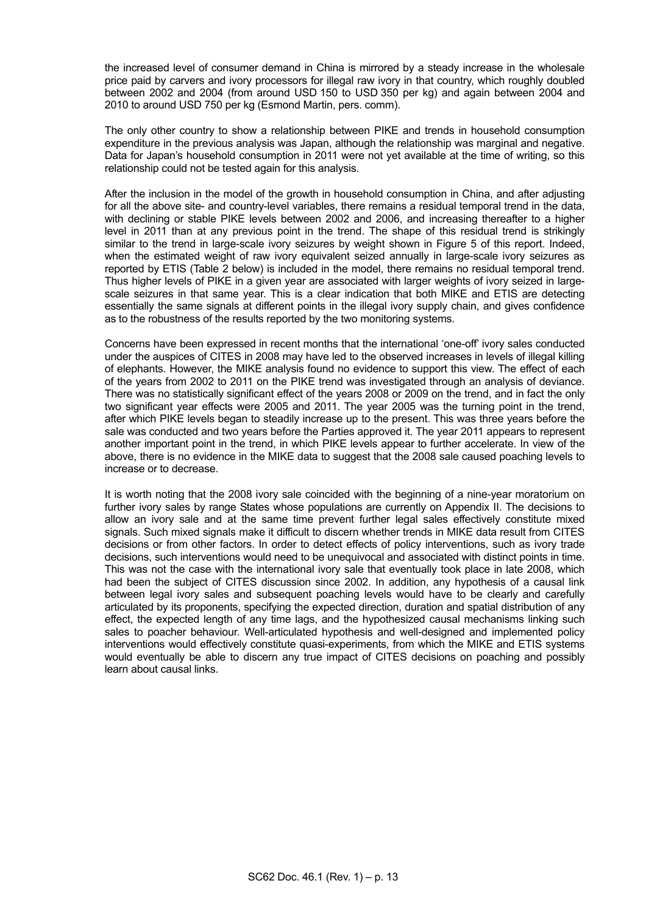the increased level of consumer demand in China is mirrored by a steady increase in the wholesale price paid by carvers and ivory processors for illegal raw ivory in that country, which roughly doubled between 2002 and 2004 (from around USD 150 to USD 350 per kg) and again between 2004 and 2010 to around USD 750 per kg (Esmond Martin, pers. comm).

The only other country to show a relationship between PIKE and trends in household consumption expenditure in the previous analysis was Japan, although the relationship was marginal and negative. Data for Japan's household consumption in 2011 were not yet available at the time of writing, so this relationship could not be tested again for this analysis.

After the inclusion in the model of the growth in household consumption in China, and after adjusting for all the above site- and country-level variables, there remains a residual temporal trend in the data, with declining or stable PIKE levels between 2002 and 2006, and increasing thereafter to a higher level in 2011 than at any previous point in the trend. The shape of this residual trend is strikingly similar to the trend in large-scale ivory seizures by weight shown in Figure 5 of this report. Indeed, when the estimated weight of raw ivory equivalent seized annually in large-scale ivory seizures as reported by ETIS (Table 2 below) is included in the model, there remains no residual temporal trend. Thus higher levels of PIKE in a given year are associated with larger weights of ivory seized in large-scale seizures in that same year. This is a clear indication that both MIKE and ETIS are detecting essentially the same signals at different points in the illegal ivory supply chain, and gives confidence as to the robustness of the results reported by the two monitoring systems.

Concerns have been expressed in recent months that the international 'one-off' ivory sales conducted under the auspices of CITES in 2008 may have led to the observed increases in levels of illegal killing of elephants. However, the MIKE analysis found no evidence to support this view. The effect of each of the years from 2002 to 2011 on the PIKE trend was investigated through an analysis of deviance. There was no statistically significant effect of the years 2008 or 2009 on the trend, and in fact the only two significant year effects were 2005 and 2011. The year 2005 was the turning point in the trend, after which PIKE levels began to steadily increase up to the present. This was three years before the sale was conducted and two years before the Parties approved it. The year 2011 appears to represent another important point in the trend, in which PIKE levels appear to further accelerate. In view of the above, there is no evidence in the MIKE data to suggest that the 2008 sale caused poaching levels to increase or to decrease.

It is worth noting that the 2008 ivory sale coincided with the beginning of a nine-year moratorium on further ivory sales by range States whose populations are currently on Appendix II. The decisions to allow an ivory sale and at the same time prevent further legal sales effectively constitute mixed signals. Such mixed signals make it difficult to discern whether trends in MIKE data result from CITES decisions or from other factors. In order to detect effects of policy interventions, such as ivory trade decisions, such interventions would need to be unequivocal and associated with distinct points in time. This was not the case with the international ivory sale that eventually took place in late 2008, which had been the subject of CITES discussion since 2002. In addition, any hypothesis of a causal link between legal ivory sales and subsequent poaching levels would have to be clearly and carefully articulated by its proponents, specifying the expected direction, duration and spatial distribution of any effect, the expected length of any time lags, and the hypothesized causal mechanisms linking such sales to poacher behaviour. Well-articulated hypothesis and well-designed and implemented policy interventions would effectively constitute quasi-experiments, from which the MIKE and ETIS systems would eventually be able to discern any true impact of CITES decisions on poaching and possibly learn about causal links.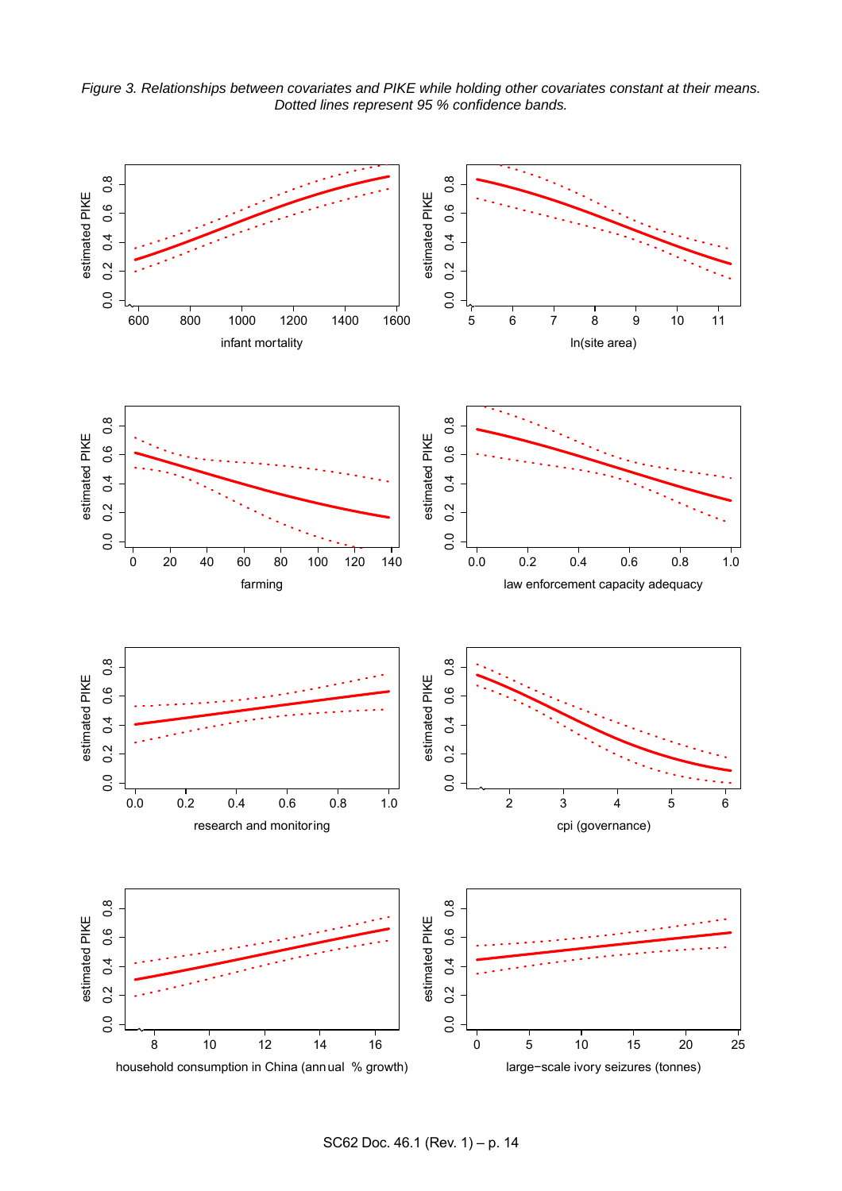*Figure 3. Relationships between covariates and PIKE while holding other covariates constant at their means. Dotted lines represent 95 % confidence bands.*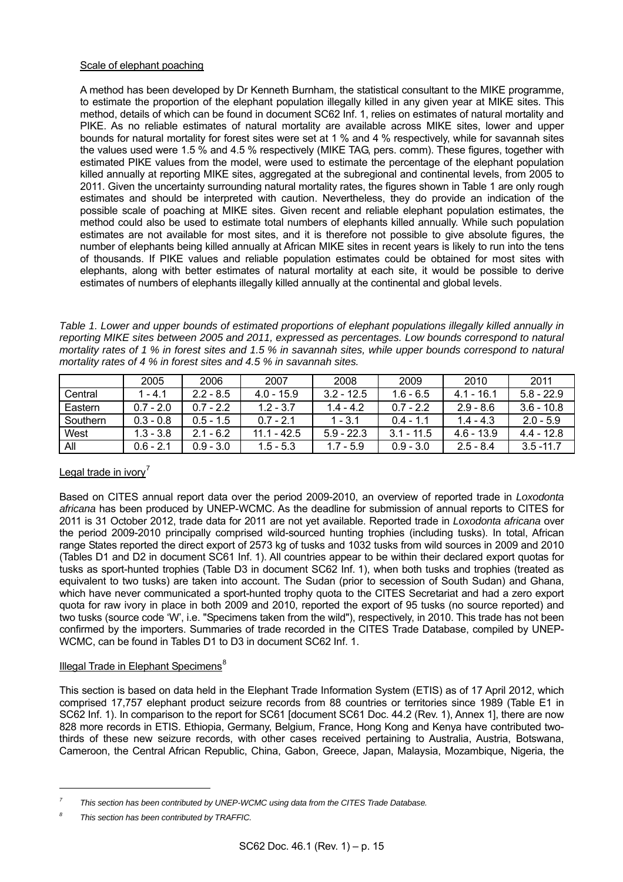Scale of elephant poaching

A method has been developed by Dr Kenneth Burnham, the statistical consultant to the MIKE programme, to estimate the proportion of the elephant population illegally killed in any given year at MIKE sites. This method, details of which can be found in document SC62 Inf. 1, relies on estimates of natural mortality and PIKE. As no reliable estimates of natural mortality are available across MIKE sites, lower and upper bounds for natural mortality for forest sites were set at 1 % and 4 % respectively, while for savannah sites the values used were 1.5 % and 4.5 % respectively (MIKE TAG, pers. comm). These figures, together with estimated PIKE values from the model, were used to estimate the percentage of the elephant population killed annually at reporting MIKE sites, aggregated at the subregional and continental levels, from 2005 to 2011. Given the uncertainty surrounding natural mortality rates, the figures shown in Table 1 are only rough estimates and should be interpreted with caution. Nevertheless, they do provide an indication of the possible scale of poaching at MIKE sites. Given recent and reliable elephant population estimates, the method could also be used to estimate total numbers of elephants killed annually. While such population estimates are not available for most sites, and it is therefore not possible to give absolute figures, the number of elephants being killed annually at African MIKE sites in recent years is likely to run into the tens of thousands. If PIKE values and reliable population estimates could be obtained for most sites with elephants, along with better estimates of natural mortality at each site, it would be possible to derive estimates of numbers of elephants illegally killed annually at the continental and global levels.

*Table 1. Lower and upper bounds of estimated proportions of elephant populations illegally killed annually in reporting MIKE sites between 2005 and 2011, expressed as percentages. Low bounds correspond to natural mortality rates of 1 % in forest sites and 1.5 % in savannah sites, while upper bounds correspond to natural mortality rates of 4 % in forest sites and 4.5 % in savannah sites.*

| | 2005 | 2006 | 2007 | 2008 | 2009 | 2010 | 2011 |
|---|---|---|---|---|---|---|---|
| Central | 1 - 4.1 | 2.2 - 8.5 | 4.0 - 15.9 | 3.2 - 12.5 | 1.6 - 6.5 | 4.1 - 16.1 | 5.8 - 22.9 |
| Eastern | 0.7 - 2.0 | 0.7 - 2.2 | 1.2 - 3.7 | 1.4 - 4.2 | 0.7 - 2.2 | 2.9 - 8.6 | 3.6 - 10.8 |
| Southern | 0.3 - 0.8 | 0.5 - 1.5 | 0.7 - 2.1 | 1 - 3.1 | 0.4 - 1.1 | 1.4 - 4.3 | 2.0 - 5.9 |
| West | 1.3 - 3.8 | 2.1 - 6.2 | 11.1 - 42.5 | 5.9 - 22.3 | 3.1 - 11.5 | 4.6 - 13.9 | 4.4 - 12.8 |
| All | 0.6 - 2.1 | 0.9 - 3.0 | 1.5 - 5.3 | 1.7 - 5.9 | 0.9 - 3.0 | 2.5 - 8.4 | 3.5 -11.7 |

Legal trade in ivory[7]

Based on CITES annual report data over the period 2009-2010, an overview of reported trade in *Loxodonta africana* has been produced by UNEP-WCMC. As the deadline for submission of annual reports to CITES for 2011 is 31 October 2012, trade data for 2011 are not yet available. Reported trade in *Loxodonta africana* over the period 2009-2010 principally comprised wild-sourced hunting trophies (including tusks). In total, African range States reported the direct export of 2573 kg of tusks and 1032 tusks from wild sources in 2009 and 2010 (Tables D1 and D2 in document SC61 Inf. 1). All countries appear to be within their declared export quotas for tusks as sport-hunted trophies (Table D3 in document SC62 Inf. 1), when both tusks and trophies (treated as equivalent to two tusks) are taken into account. The Sudan (prior to secession of South Sudan) and Ghana, which have never communicated a sport-hunted trophy quota to the CITES Secretariat and had a zero export quota for raw ivory in place in both 2009 and 2010, reported the export of 95 tusks (no source reported) and two tusks (source code 'W', i.e. "Specimens taken from the wild"), respectively, in 2010. This trade has not been confirmed by the importers. Summaries of trade recorded in the CITES Trade Database, compiled by UNEP-WCMC, can be found in Tables D1 to D3 in document SC62 Inf. 1.

Illegal Trade in Elephant Specimens[8]

This section is based on data held in the Elephant Trade Information System (ETIS) as of 17 April 2012, which comprised 17,757 elephant product seizure records from 88 countries or territories since 1989 (Table E1 in SC62 Inf. 1). In comparison to the report for SC61 [document SC61 Doc. 44.2 (Rev. 1), Annex 1], there are now 828 more records in ETIS. Ethiopia, Germany, Belgium, France, Hong Kong and Kenya have contributed two-thirds of these new seizure records, with other cases received pertaining to Australia, Austria, Botswana, Cameroon, the Central African Republic, China, Gabon, Greece, Japan, Malaysia, Mozambique, Nigeria, the

---

[7] *This section has been contributed by UNEP-WCMC using data from the CITES Trade Database.*

[8] *This section has been contributed by TRAFFIC.*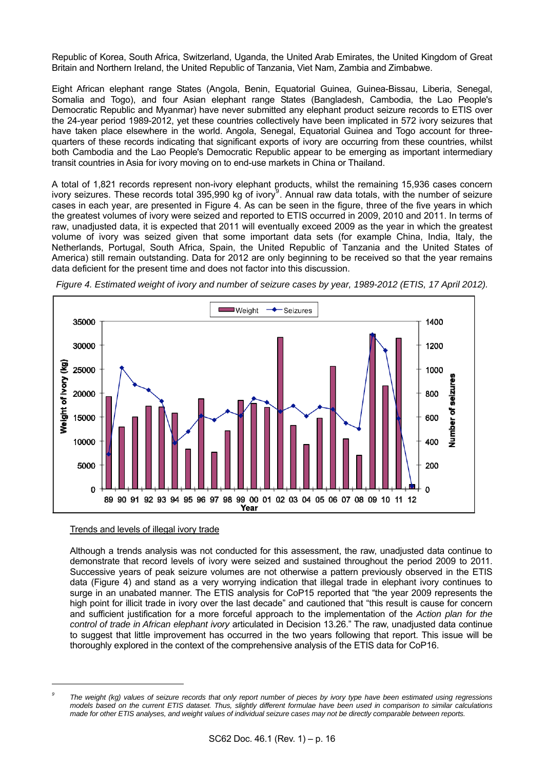Republic of Korea, South Africa, Switzerland, Uganda, the United Arab Emirates, the United Kingdom of Great Britain and Northern Ireland, the United Republic of Tanzania, Viet Nam, Zambia and Zimbabwe.

Eight African elephant range States (Angola, Benin, Equatorial Guinea, Guinea-Bissau, Liberia, Senegal, Somalia and Togo), and four Asian elephant range States (Bangladesh, Cambodia, the Lao People's Democratic Republic and Myanmar) have never submitted any elephant product seizure records to ETIS over the 24-year period 1989-2012, yet these countries collectively have been implicated in 572 ivory seizures that have taken place elsewhere in the world. Angola, Senegal, Equatorial Guinea and Togo account for three-quarters of these records indicating that significant exports of ivory are occurring from these countries, whilst both Cambodia and the Lao People's Democratic Republic appear to be emerging as important intermediary transit countries in Asia for ivory moving on to end-use markets in China or Thailand.

A total of 1,821 records represent non-ivory elephant products, whilst the remaining 15,936 cases concern ivory seizures. These records total 395,990 kg of ivory[9]. Annual raw data totals, with the number of seizure cases in each year, are presented in Figure 4. As can be seen in the figure, three of the five years in which the greatest volumes of ivory were seized and reported to ETIS occurred in 2009, 2010 and 2011. In terms of raw, unadjusted data, it is expected that 2011 will eventually exceed 2009 as the year in which the greatest volume of ivory was seized given that some important data sets (for example China, India, Italy, the Netherlands, Portugal, South Africa, Spain, the United Republic of Tanzania and the United States of America) still remain outstanding. Data for 2012 are only beginning to be received so that the year remains data deficient for the present time and does not factor into this discussion.

*Figure 4. Estimated weight of ivory and number of seizure cases by year, 1989-2012 (ETIS, 17 April 2012).*

## Trends and levels of illegal ivory trade

Although a trends analysis was not conducted for this assessment, the raw, unadjusted data continue to demonstrate that record levels of ivory were seized and sustained throughout the period 2009 to 2011. Successive years of peak seizure volumes are not otherwise a pattern previously observed in the ETIS data (Figure 4) and stand as a very worrying indication that illegal trade in elephant ivory continues to surge in an unabated manner. The ETIS analysis for CoP15 reported that "the year 2009 represents the high point for illicit trade in ivory over the last decade" and cautioned that "this result is cause for concern and sufficient justification for a more forceful approach to the implementation of the *Action plan for the control of trade in African elephant ivory* articulated in Decision 13.26." The raw, unadjusted data continue to suggest that little improvement has occurred in the two years following that report. This issue will be thoroughly explored in the context of the comprehensive analysis of the ETIS data for CoP16.

---

[9] *The weight (kg) values of seizure records that only report number of pieces by ivory type have been estimated using regressions models based on the current ETIS dataset. Thus, slightly different formulae have been used in comparison to similar calculations made for other ETIS analyses, and weight values of individual seizure cases may not be directly comparable between reports.*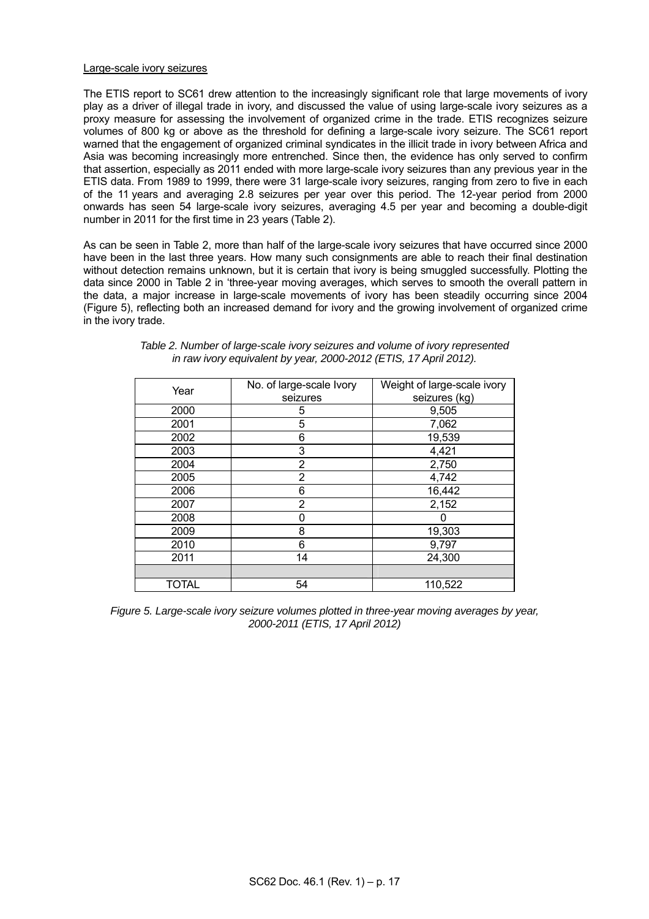Large-scale ivory seizures

The ETIS report to SC61 drew attention to the increasingly significant role that large movements of ivory play as a driver of illegal trade in ivory, and discussed the value of using large-scale ivory seizures as a proxy measure for assessing the involvement of organized crime in the trade. ETIS recognizes seizure volumes of 800 kg or above as the threshold for defining a large-scale ivory seizure. The SC61 report warned that the engagement of organized criminal syndicates in the illicit trade in ivory between Africa and Asia was becoming increasingly more entrenched. Since then, the evidence has only served to confirm that assertion, especially as 2011 ended with more large-scale ivory seizures than any previous year in the ETIS data. From 1989 to 1999, there were 31 large-scale ivory seizures, ranging from zero to five in each of the 11 years and averaging 2.8 seizures per year over this period. The 12-year period from 2000 onwards has seen 54 large-scale ivory seizures, averaging 4.5 per year and becoming a double-digit number in 2011 for the first time in 23 years (Table 2).

As can be seen in Table 2, more than half of the large-scale ivory seizures that have occurred since 2000 have been in the last three years. How many such consignments are able to reach their final destination without detection remains unknown, but it is certain that ivory is being smuggled successfully. Plotting the data since 2000 in Table 2 in 'three-year moving averages, which serves to smooth the overall pattern in the data, a major increase in large-scale movements of ivory has been steadily occurring since 2004 (Figure 5), reflecting both an increased demand for ivory and the growing involvement of organized crime in the ivory trade.

*Table 2. Number of large-scale ivory seizures and volume of ivory represented in raw ivory equivalent by year, 2000-2012 (ETIS, 17 April 2012).*

| Year | No. of large-scale Ivory seizures | Weight of large-scale ivory seizures (kg) |
|---|---|---|
| 2000 | 5 | 9,505 |
| 2001 | 5 | 7,062 |
| 2002 | 6 | 19,539 |
| 2003 | 3 | 4,421 |
| 2004 | 2 | 2,750 |
| 2005 | 2 | 4,742 |
| 2006 | 6 | 16,442 |
| 2007 | 2 | 2,152 |
| 2008 | 0 | 0 |
| 2009 | 8 | 19,303 |
| 2010 | 6 | 9,797 |
| 2011 | 14 | 24,300 |
| | | |
| TOTAL | 54 | 110,522 |

*Figure 5. Large-scale ivory seizure volumes plotted in three-year moving averages by year, 2000-2011 (ETIS, 17 April 2012)*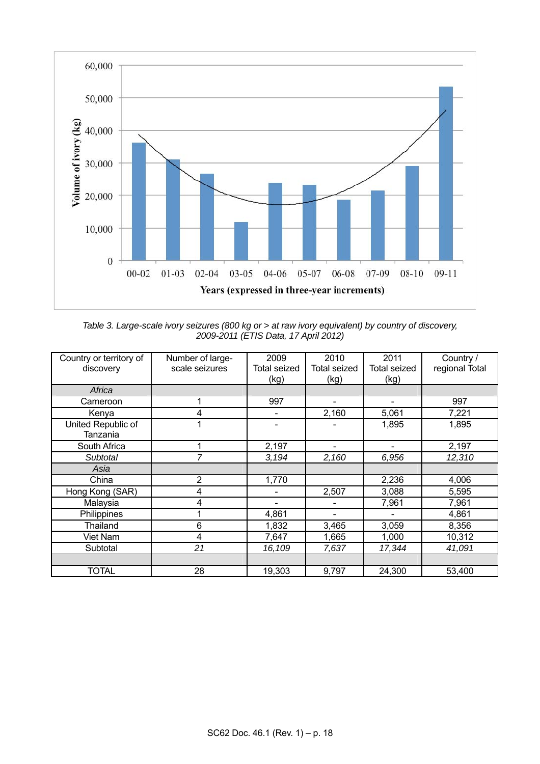*Table 3. Large-scale ivory seizures (800 kg or > at raw ivory equivalent) by country of discovery, 2009-2011 (ETIS Data, 17 April 2012)*

| Country or territory of discovery | Number of large-scale seizures | 2009 Total seized (kg) | 2010 Total seized (kg) | 2011 Total seized (kg) | Country / regional Total |
|---|---|---|---|---|---|
| *Africa* | | | | | |
| Cameroon | 1 | 997 | - | - | 997 |
| Kenya | 4 | - | 2,160 | 5,061 | 7,221 |
| United Republic of Tanzania | 1 | - | - | 1,895 | 1,895 |
| South Africa | 1 | 2,197 | - | - | 2,197 |
| *Subtotal* | *7* | *3,194* | *2,160* | *6,956* | *12,310* |
| *Asia* | | | | | |
| China | 2 | 1,770 | | 2,236 | 4,006 |
| Hong Kong (SAR) | 4 | - | 2,507 | 3,088 | 5,595 |
| Malaysia | 4 | - | - | 7,961 | 7,961 |
| Philippines | 1 | 4,861 | - | - | 4,861 |
| Thailand | 6 | 1,832 | 3,465 | 3,059 | 8,356 |
| Viet Nam | 4 | 7,647 | 1,665 | 1,000 | 10,312 |
| Subtotal | *21* | *16,109* | *7,637* | *17,344* | *41,091* |
| | | | | | |
| TOTAL | 28 | 19,303 | 9,797 | 24,300 | 53,400 |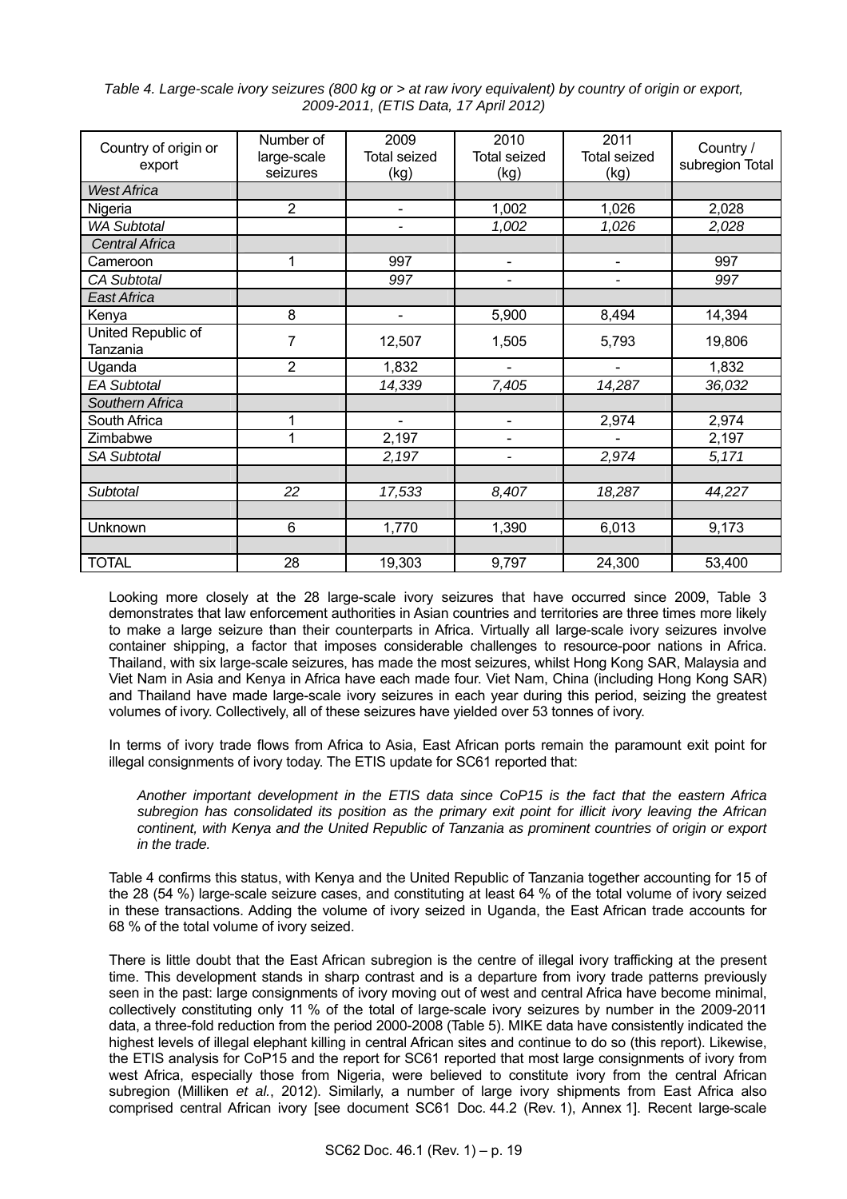*Table 4. Large-scale ivory seizures (800 kg or > at raw ivory equivalent) by country of origin or export, 2009-2011, (ETIS Data, 17 April 2012)*

| Country of origin or export | Number of large-scale seizures | 2009 Total seized (kg) | 2010 Total seized (kg) | 2011 Total seized (kg) | Country / subregion Total |
|---|---|---|---|---|---|
| *West Africa* | | | | | |
| Nigeria | 2 | - | 1,002 | 1,026 | 2,028 |
| *WA Subtotal* | | - | *1,002* | *1,026* | *2,028* |
| *Central Africa* | | | | | |
| Cameroon | 1 | 997 | - | - | 997 |
| *CA Subtotal* | | *997* | - | - | *997* |
| *East Africa* | | | | | |
| Kenya | 8 | - | 5,900 | 8,494 | 14,394 |
| United Republic of Tanzania | 7 | 12,507 | 1,505 | 5,793 | 19,806 |
| Uganda | 2 | 1,832 | - | - | 1,832 |
| *EA Subtotal* | | *14,339* | *7,405* | *14,287* | *36,032* |
| *Southern Africa* | | | | | |
| South Africa | 1 | - | - | 2,974 | 2,974 |
| Zimbabwe | 1 | 2,197 | - | - | 2,197 |
| *SA Subtotal* | | *2,197* | - | *2,974* | *5,171* |
| | | | | | |
| *Subtotal* | *22* | *17,533* | *8,407* | *18,287* | *44,227* |
| | | | | | |
| Unknown | 6 | 1,770 | 1,390 | 6,013 | 9,173 |
| | | | | | |
| TOTAL | 28 | 19,303 | 9,797 | 24,300 | 53,400 |

Looking more closely at the 28 large-scale ivory seizures that have occurred since 2009, Table 3 demonstrates that law enforcement authorities in Asian countries and territories are three times more likely to make a large seizure than their counterparts in Africa. Virtually all large-scale ivory seizures involve container shipping, a factor that imposes considerable challenges to resource-poor nations in Africa. Thailand, with six large-scale seizures, has made the most seizures, whilst Hong Kong SAR, Malaysia and Viet Nam in Asia and Kenya in Africa have each made four. Viet Nam, China (including Hong Kong SAR) and Thailand have made large-scale ivory seizures in each year during this period, seizing the greatest volumes of ivory. Collectively, all of these seizures have yielded over 53 tonnes of ivory.

In terms of ivory trade flows from Africa to Asia, East African ports remain the paramount exit point for illegal consignments of ivory today. The ETIS update for SC61 reported that:

> *Another important development in the ETIS data since CoP15 is the fact that the eastern Africa subregion has consolidated its position as the primary exit point for illicit ivory leaving the African continent, with Kenya and the United Republic of Tanzania as prominent countries of origin or export in the trade.*

Table 4 confirms this status, with Kenya and the United Republic of Tanzania together accounting for 15 of the 28 (54 %) large-scale seizure cases, and constituting at least 64 % of the total volume of ivory seized in these transactions. Adding the volume of ivory seized in Uganda, the East African trade accounts for 68 % of the total volume of ivory seized.

There is little doubt that the East African subregion is the centre of illegal ivory trafficking at the present time. This development stands in sharp contrast and is a departure from ivory trade patterns previously seen in the past: large consignments of ivory moving out of west and central Africa have become minimal, collectively constituting only 11 % of the total of large-scale ivory seizures by number in the 2009-2011 data, a three-fold reduction from the period 2000-2008 (Table 5). MIKE data have consistently indicated the highest levels of illegal elephant killing in central African sites and continue to do so (this report). Likewise, the ETIS analysis for CoP15 and the report for SC61 reported that most large consignments of ivory from west Africa, especially those from Nigeria, were believed to constitute ivory from the central African subregion (Milliken *et al.*, 2012). Similarly, a number of large ivory shipments from East Africa also comprised central African ivory [see document SC61 Doc. 44.2 (Rev. 1), Annex 1]. Recent large-scale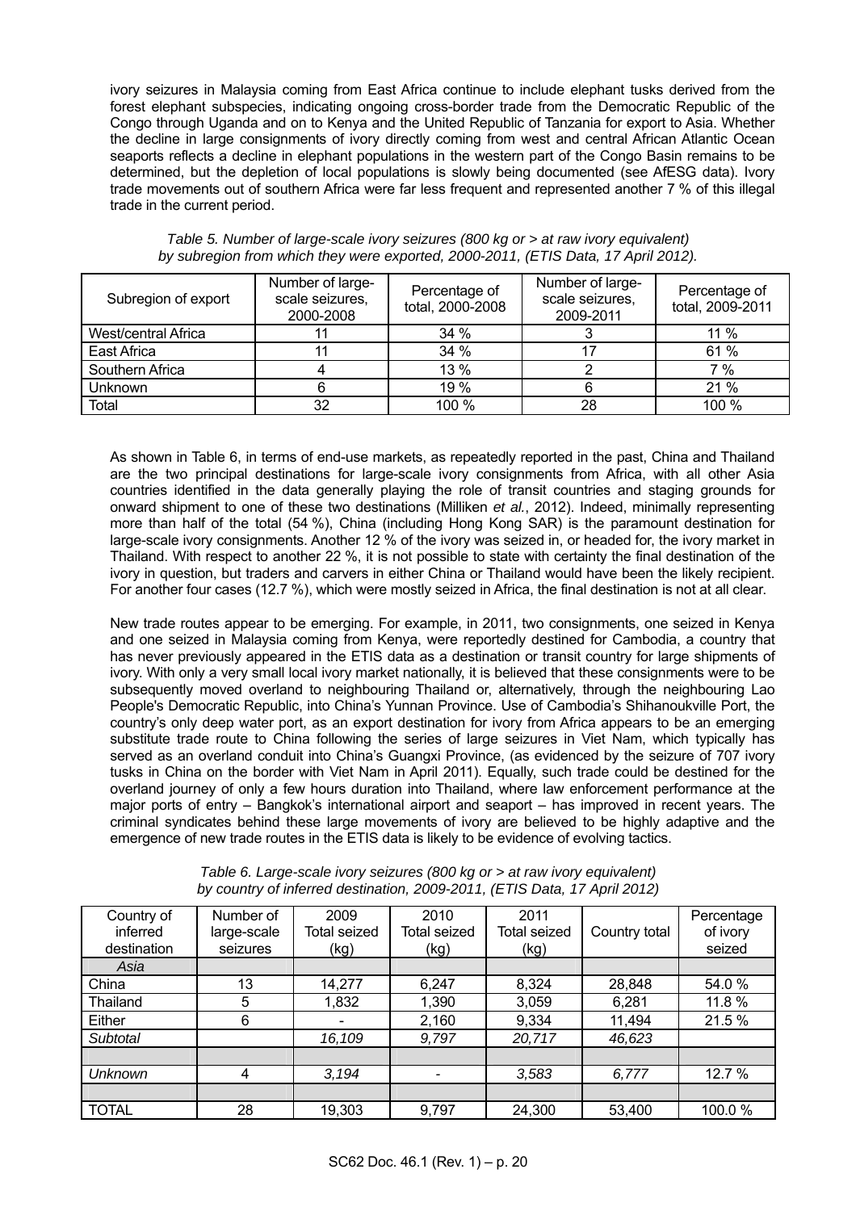ivory seizures in Malaysia coming from East Africa continue to include elephant tusks derived from the forest elephant subspecies, indicating ongoing cross-border trade from the Democratic Republic of the Congo through Uganda and on to Kenya and the United Republic of Tanzania for export to Asia. Whether the decline in large consignments of ivory directly coming from west and central African Atlantic Ocean seaports reflects a decline in elephant populations in the western part of the Congo Basin remains to be determined, but the depletion of local populations is slowly being documented (see AfESG data). Ivory trade movements out of southern Africa were far less frequent and represented another 7 % of this illegal trade in the current period.

*Table 5. Number of large-scale ivory seizures (800 kg or > at raw ivory equivalent) by subregion from which they were exported, 2000-2011, (ETIS Data, 17 April 2012).*

| Subregion of export | Number of large-scale seizures, 2000-2008 | Percentage of total, 2000-2008 | Number of large-scale seizures, 2009-2011 | Percentage of total, 2009-2011 |
|---|---|---|---|---|
| West/central Africa | 11 | 34 % | 3 | 11 % |
| East Africa | 11 | 34 % | 17 | 61 % |
| Southern Africa | 4 | 13 % | 2 | 7 % |
| Unknown | 6 | 19 % | 6 | 21 % |
| Total | 32 | 100 % | 28 | 100 % |

As shown in Table 6, in terms of end-use markets, as repeatedly reported in the past, China and Thailand are the two principal destinations for large-scale ivory consignments from Africa, with all other Asia countries identified in the data generally playing the role of transit countries and staging grounds for onward shipment to one of these two destinations (Milliken *et al.*, 2012). Indeed, minimally representing more than half of the total (54 %), China (including Hong Kong SAR) is the paramount destination for large-scale ivory consignments. Another 12 % of the ivory was seized in, or headed for, the ivory market in Thailand. With respect to another 22 %, it is not possible to state with certainty the final destination of the ivory in question, but traders and carvers in either China or Thailand would have been the likely recipient. For another four cases (12.7 %), which were mostly seized in Africa, the final destination is not at all clear.

New trade routes appear to be emerging. For example, in 2011, two consignments, one seized in Kenya and one seized in Malaysia coming from Kenya, were reportedly destined for Cambodia, a country that has never previously appeared in the ETIS data as a destination or transit country for large shipments of ivory. With only a very small local ivory market nationally, it is believed that these consignments were to be subsequently moved overland to neighbouring Thailand or, alternatively, through the neighbouring Lao People's Democratic Republic, into China's Yunnan Province. Use of Cambodia's Shihanoukville Port, the country's only deep water port, as an export destination for ivory from Africa appears to be an emerging substitute trade route to China following the series of large seizures in Viet Nam, which typically has served as an overland conduit into China's Guangxi Province, (as evidenced by the seizure of 707 ivory tusks in China on the border with Viet Nam in April 2011). Equally, such trade could be destined for the overland journey of only a few hours duration into Thailand, where law enforcement performance at the major ports of entry – Bangkok's international airport and seaport – has improved in recent years. The criminal syndicates behind these large movements of ivory are believed to be highly adaptive and the emergence of new trade routes in the ETIS data is likely to be evidence of evolving tactics.

*Table 6. Large-scale ivory seizures (800 kg or > at raw ivory equivalent) by country of inferred destination, 2009-2011, (ETIS Data, 17 April 2012)*

| Country of inferred destination | Number of large-scale seizures | 2009 Total seized (kg) | 2010 Total seized (kg) | 2011 Total seized (kg) | Country total | Percentage of ivory seized |
|---|---|---|---|---|---|---|
| *Asia* | | | | | | |
| China | 13 | 14,277 | 6,247 | 8,324 | 28,848 | 54.0 % |
| Thailand | 5 | 1,832 | 1,390 | 3,059 | 6,281 | 11.8 % |
| Either | 6 | - | 2,160 | 9,334 | 11,494 | 21.5 % |
| *Subtotal* | | *16,109* | *9,797* | *20,717* | *46,623* | |
| | | | | | | |
| *Unknown* | 4 | *3,194* | - | *3,583* | *6,777* | 12.7 % |
| | | | | | | |
| TOTAL | 28 | 19,303 | 9,797 | 24,300 | 53,400 | 100.0 % |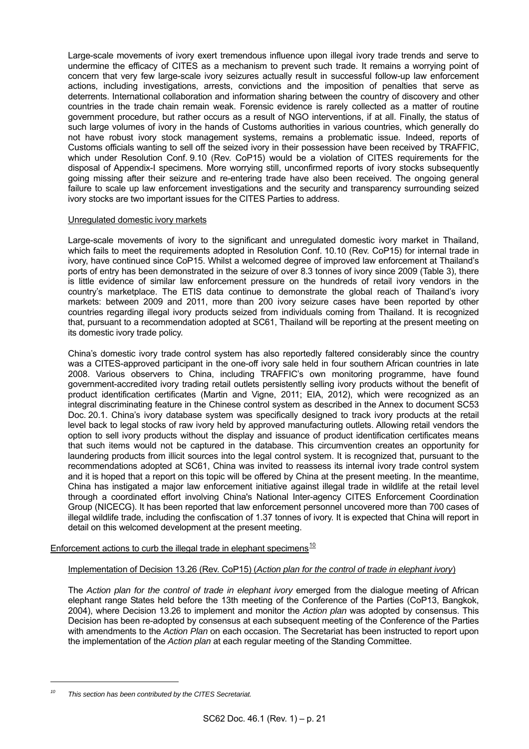Large-scale movements of ivory exert tremendous influence upon illegal ivory trade trends and serve to undermine the efficacy of CITES as a mechanism to prevent such trade. It remains a worrying point of concern that very few large-scale ivory seizures actually result in successful follow-up law enforcement actions, including investigations, arrests, convictions and the imposition of penalties that serve as deterrents. International collaboration and information sharing between the country of discovery and other countries in the trade chain remain weak. Forensic evidence is rarely collected as a matter of routine government procedure, but rather occurs as a result of NGO interventions, if at all. Finally, the status of such large volumes of ivory in the hands of Customs authorities in various countries, which generally do not have robust ivory stock management systems, remains a problematic issue. Indeed, reports of Customs officials wanting to sell off the seized ivory in their possession have been received by TRAFFIC, which under Resolution Conf. 9.10 (Rev. CoP15) would be a violation of CITES requirements for the disposal of Appendix-I specimens. More worrying still, unconfirmed reports of ivory stocks subsequently going missing after their seizure and re-entering trade have also been received. The ongoing general failure to scale up law enforcement investigations and the security and transparency surrounding seized ivory stocks are two important issues for the CITES Parties to address.

<u>Unregulated domestic ivory markets</u>

Large-scale movements of ivory to the significant and unregulated domestic ivory market in Thailand, which fails to meet the requirements adopted in Resolution Conf. 10.10 (Rev. CoP15) for internal trade in ivory, have continued since CoP15. Whilst a welcomed degree of improved law enforcement at Thailand's ports of entry has been demonstrated in the seizure of over 8.3 tonnes of ivory since 2009 (Table 3), there is little evidence of similar law enforcement pressure on the hundreds of retail ivory vendors in the country's marketplace. The ETIS data continue to demonstrate the global reach of Thailand's ivory markets: between 2009 and 2011, more than 200 ivory seizure cases have been reported by other countries regarding illegal ivory products seized from individuals coming from Thailand. It is recognized that, pursuant to a recommendation adopted at SC61, Thailand will be reporting at the present meeting on its domestic ivory trade policy.

China's domestic ivory trade control system has also reportedly faltered considerably since the country was a CITES-approved participant in the one-off ivory sale held in four southern African countries in late 2008. Various observers to China, including TRAFFIC's own monitoring programme, have found government-accredited ivory trading retail outlets persistently selling ivory products without the benefit of product identification certificates (Martin and Vigne, 2011; EIA, 2012), which were recognized as an integral discriminating feature in the Chinese control system as described in the Annex to document SC53 Doc. 20.1. China's ivory database system was specifically designed to track ivory products at the retail level back to legal stocks of raw ivory held by approved manufacturing outlets. Allowing retail vendors the option to sell ivory products without the display and issuance of product identification certificates means that such items would not be captured in the database. This circumvention creates an opportunity for laundering products from illicit sources into the legal control system. It is recognized that, pursuant to the recommendations adopted at SC61, China was invited to reassess its internal ivory trade control system and it is hoped that a report on this topic will be offered by China at the present meeting. In the meantime, China has instigated a major law enforcement initiative against illegal trade in wildlife at the retail level through a coordinated effort involving China's National Inter-agency CITES Enforcement Coordination Group (NICECG). It has been reported that law enforcement personnel uncovered more than 700 cases of illegal wildlife trade, including the confiscation of 1.37 tonnes of ivory. It is expected that China will report in detail on this welcomed development at the present meeting.

<u>Enforcement actions to curb the illegal trade in elephant specimens</u>[10]

<u>Implementation of Decision 13.26 (Rev. CoP15) (*Action plan for the control of trade in elephant ivory*)</u>

The *Action plan for the control of trade in elephant ivory* emerged from the dialogue meeting of African elephant range States held before the 13th meeting of the Conference of the Parties (CoP13, Bangkok, 2004), where Decision 13.26 to implement and monitor the *Action plan* was adopted by consensus. This Decision has been re-adopted by consensus at each subsequent meeting of the Conference of the Parties with amendments to the *Action Plan* on each occasion. The Secretariat has been instructed to report upon the implementation of the *Action plan* at each regular meeting of the Standing Committee.

---

[10] *This section has been contributed by the CITES Secretariat.*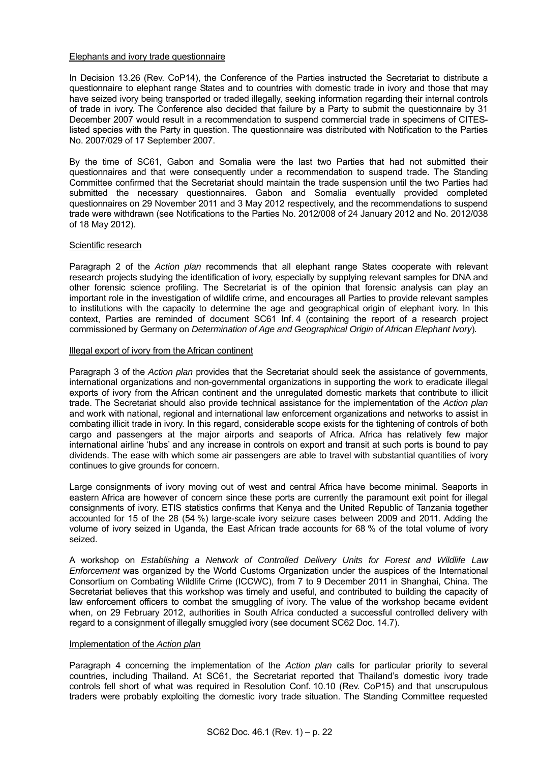Elephants and ivory trade questionnaire

In Decision 13.26 (Rev. CoP14), the Conference of the Parties instructed the Secretariat to distribute a questionnaire to elephant range States and to countries with domestic trade in ivory and those that may have seized ivory being transported or traded illegally, seeking information regarding their internal controls of trade in ivory. The Conference also decided that failure by a Party to submit the questionnaire by 31 December 2007 would result in a recommendation to suspend commercial trade in specimens of CITES-listed species with the Party in question. The questionnaire was distributed with Notification to the Parties No. 2007/029 of 17 September 2007.

By the time of SC61, Gabon and Somalia were the last two Parties that had not submitted their questionnaires and that were consequently under a recommendation to suspend trade. The Standing Committee confirmed that the Secretariat should maintain the trade suspension until the two Parties had submitted the necessary questionnaires. Gabon and Somalia eventually provided completed questionnaires on 29 November 2011 and 3 May 2012 respectively, and the recommendations to suspend trade were withdrawn (see Notifications to the Parties No. 2012/008 of 24 January 2012 and No. 2012/038 of 18 May 2012).

Scientific research

Paragraph 2 of the *Action plan* recommends that all elephant range States cooperate with relevant research projects studying the identification of ivory, especially by supplying relevant samples for DNA and other forensic science profiling. The Secretariat is of the opinion that forensic analysis can play an important role in the investigation of wildlife crime, and encourages all Parties to provide relevant samples to institutions with the capacity to determine the age and geographical origin of elephant ivory. In this context, Parties are reminded of document SC61 Inf. 4 (containing the report of a research project commissioned by Germany on *Determination of Age and Geographical Origin of African Elephant Ivory*).

Illegal export of ivory from the African continent

Paragraph 3 of the *Action plan* provides that the Secretariat should seek the assistance of governments, international organizations and non-governmental organizations in supporting the work to eradicate illegal exports of ivory from the African continent and the unregulated domestic markets that contribute to illicit trade. The Secretariat should also provide technical assistance for the implementation of the *Action plan* and work with national, regional and international law enforcement organizations and networks to assist in combating illicit trade in ivory. In this regard, considerable scope exists for the tightening of controls of both cargo and passengers at the major airports and seaports of Africa. Africa has relatively few major international airline 'hubs' and any increase in controls on export and transit at such ports is bound to pay dividends. The ease with which some air passengers are able to travel with substantial quantities of ivory continues to give grounds for concern.

Large consignments of ivory moving out of west and central Africa have become minimal. Seaports in eastern Africa are however of concern since these ports are currently the paramount exit point for illegal consignments of ivory. ETIS statistics confirms that Kenya and the United Republic of Tanzania together accounted for 15 of the 28 (54 %) large-scale ivory seizure cases between 2009 and 2011. Adding the volume of ivory seized in Uganda, the East African trade accounts for 68 % of the total volume of ivory seized.

A workshop on *Establishing a Network of Controlled Delivery Units for Forest and Wildlife Law Enforcement* was organized by the World Customs Organization under the auspices of the International Consortium on Combating Wildlife Crime (ICCWC), from 7 to 9 December 2011 in Shanghai, China. The Secretariat believes that this workshop was timely and useful, and contributed to building the capacity of law enforcement officers to combat the smuggling of ivory. The value of the workshop became evident when, on 29 February 2012, authorities in South Africa conducted a successful controlled delivery with regard to a consignment of illegally smuggled ivory (see document SC62 Doc. 14.7).

Implementation of the *Action plan*

Paragraph 4 concerning the implementation of the *Action plan* calls for particular priority to several countries, including Thailand. At SC61, the Secretariat reported that Thailand's domestic ivory trade controls fell short of what was required in Resolution Conf. 10.10 (Rev. CoP15) and that unscrupulous traders were probably exploiting the domestic ivory trade situation. The Standing Committee requested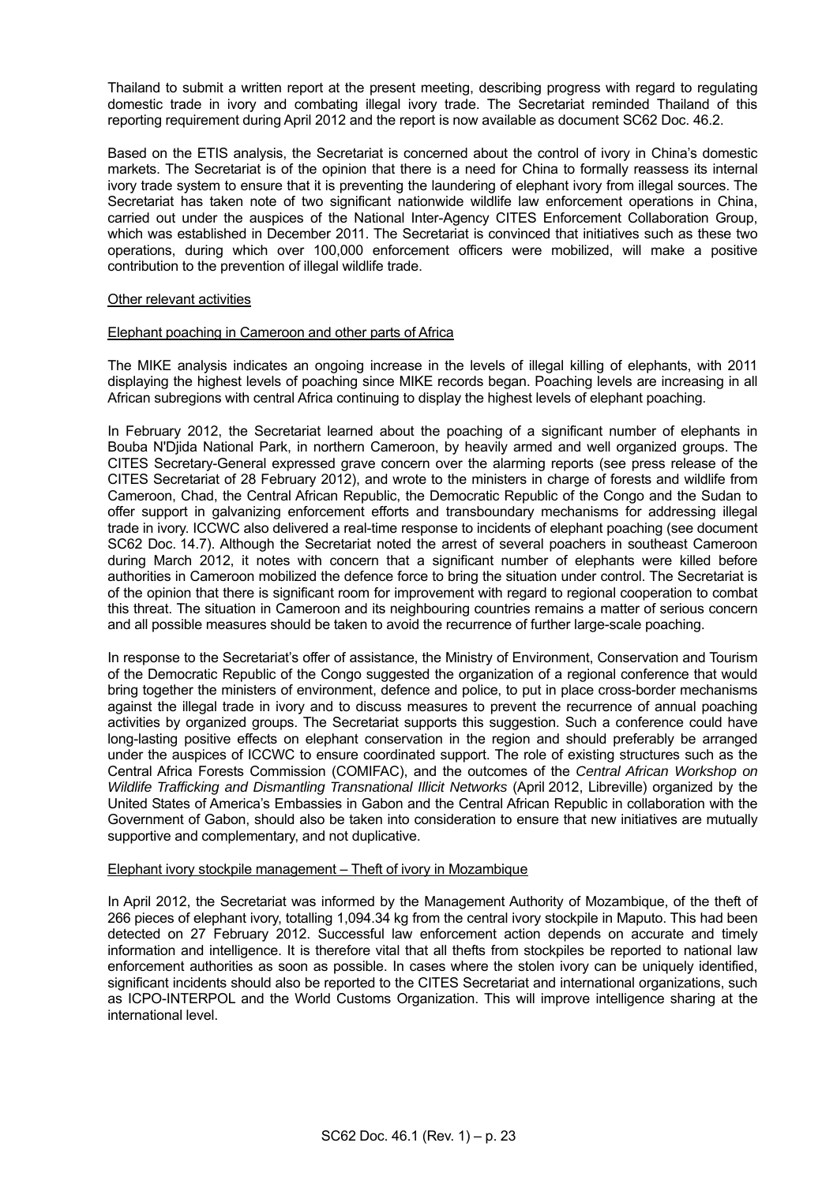Thailand to submit a written report at the present meeting, describing progress with regard to regulating domestic trade in ivory and combating illegal ivory trade. The Secretariat reminded Thailand of this reporting requirement during April 2012 and the report is now available as document SC62 Doc. 46.2.

Based on the ETIS analysis, the Secretariat is concerned about the control of ivory in China's domestic markets. The Secretariat is of the opinion that there is a need for China to formally reassess its internal ivory trade system to ensure that it is preventing the laundering of elephant ivory from illegal sources. The Secretariat has taken note of two significant nationwide wildlife law enforcement operations in China, carried out under the auspices of the National Inter-Agency CITES Enforcement Collaboration Group, which was established in December 2011. The Secretariat is convinced that initiatives such as these two operations, during which over 100,000 enforcement officers were mobilized, will make a positive contribution to the prevention of illegal wildlife trade.

Other relevant activities

Elephant poaching in Cameroon and other parts of Africa

The MIKE analysis indicates an ongoing increase in the levels of illegal killing of elephants, with 2011 displaying the highest levels of poaching since MIKE records began. Poaching levels are increasing in all African subregions with central Africa continuing to display the highest levels of elephant poaching.

In February 2012, the Secretariat learned about the poaching of a significant number of elephants in Bouba N'Djida National Park, in northern Cameroon, by heavily armed and well organized groups. The CITES Secretary-General expressed grave concern over the alarming reports (see press release of the CITES Secretariat of 28 February 2012), and wrote to the ministers in charge of forests and wildlife from Cameroon, Chad, the Central African Republic, the Democratic Republic of the Congo and the Sudan to offer support in galvanizing enforcement efforts and transboundary mechanisms for addressing illegal trade in ivory. ICCWC also delivered a real-time response to incidents of elephant poaching (see document SC62 Doc. 14.7). Although the Secretariat noted the arrest of several poachers in southeast Cameroon during March 2012, it notes with concern that a significant number of elephants were killed before authorities in Cameroon mobilized the defence force to bring the situation under control. The Secretariat is of the opinion that there is significant room for improvement with regard to regional cooperation to combat this threat. The situation in Cameroon and its neighbouring countries remains a matter of serious concern and all possible measures should be taken to avoid the recurrence of further large-scale poaching.

In response to the Secretariat's offer of assistance, the Ministry of Environment, Conservation and Tourism of the Democratic Republic of the Congo suggested the organization of a regional conference that would bring together the ministers of environment, defence and police, to put in place cross-border mechanisms against the illegal trade in ivory and to discuss measures to prevent the recurrence of annual poaching activities by organized groups. The Secretariat supports this suggestion. Such a conference could have long-lasting positive effects on elephant conservation in the region and should preferably be arranged under the auspices of ICCWC to ensure coordinated support. The role of existing structures such as the Central Africa Forests Commission (COMIFAC), and the outcomes of the *Central African Workshop on Wildlife Trafficking and Dismantling Transnational Illicit Networks* (April 2012, Libreville) organized by the United States of America's Embassies in Gabon and the Central African Republic in collaboration with the Government of Gabon, should also be taken into consideration to ensure that new initiatives are mutually supportive and complementary, and not duplicative.

Elephant ivory stockpile management – Theft of ivory in Mozambique

In April 2012, the Secretariat was informed by the Management Authority of Mozambique, of the theft of 266 pieces of elephant ivory, totalling 1,094.34 kg from the central ivory stockpile in Maputo. This had been detected on 27 February 2012. Successful law enforcement action depends on accurate and timely information and intelligence. It is therefore vital that all thefts from stockpiles be reported to national law enforcement authorities as soon as possible. In cases where the stolen ivory can be uniquely identified, significant incidents should also be reported to the CITES Secretariat and international organizations, such as ICPO-INTERPOL and the World Customs Organization. This will improve intelligence sharing at the international level.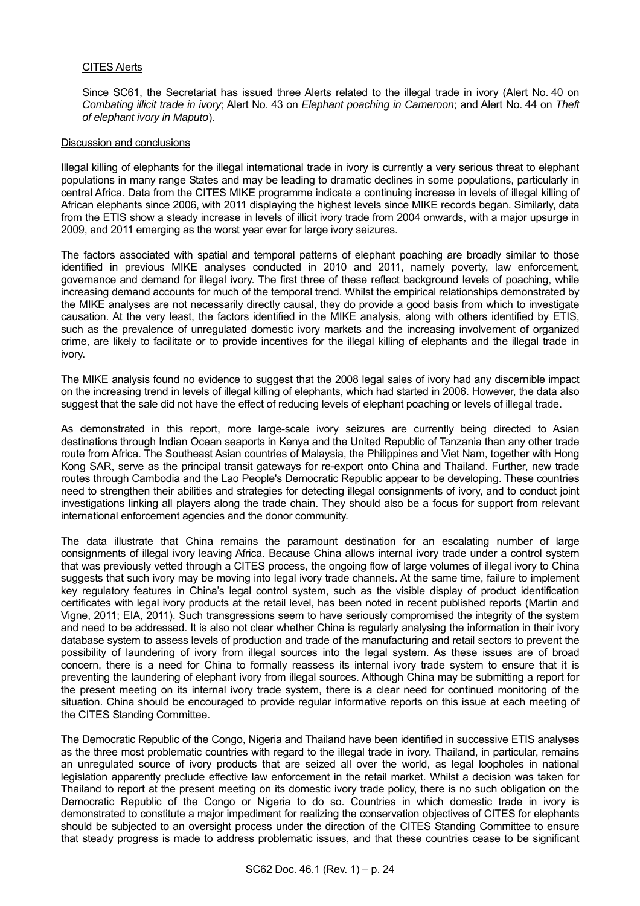CITES Alerts

Since SC61, the Secretariat has issued three Alerts related to the illegal trade in ivory (Alert No. 40 on *Combating illicit trade in ivory*; Alert No. 43 on *Elephant poaching in Cameroon*; and Alert No. 44 on *Theft of elephant ivory in Maputo*).

Discussion and conclusions

Illegal killing of elephants for the illegal international trade in ivory is currently a very serious threat to elephant populations in many range States and may be leading to dramatic declines in some populations, particularly in central Africa. Data from the CITES MIKE programme indicate a continuing increase in levels of illegal killing of African elephants since 2006, with 2011 displaying the highest levels since MIKE records began. Similarly, data from the ETIS show a steady increase in levels of illicit ivory trade from 2004 onwards, with a major upsurge in 2009, and 2011 emerging as the worst year ever for large ivory seizures.

The factors associated with spatial and temporal patterns of elephant poaching are broadly similar to those identified in previous MIKE analyses conducted in 2010 and 2011, namely poverty, law enforcement, governance and demand for illegal ivory. The first three of these reflect background levels of poaching, while increasing demand accounts for much of the temporal trend. Whilst the empirical relationships demonstrated by the MIKE analyses are not necessarily directly causal, they do provide a good basis from which to investigate causation. At the very least, the factors identified in the MIKE analysis, along with others identified by ETIS, such as the prevalence of unregulated domestic ivory markets and the increasing involvement of organized crime, are likely to facilitate or to provide incentives for the illegal killing of elephants and the illegal trade in ivory.

The MIKE analysis found no evidence to suggest that the 2008 legal sales of ivory had any discernible impact on the increasing trend in levels of illegal killing of elephants, which had started in 2006. However, the data also suggest that the sale did not have the effect of reducing levels of elephant poaching or levels of illegal trade.

As demonstrated in this report, more large-scale ivory seizures are currently being directed to Asian destinations through Indian Ocean seaports in Kenya and the United Republic of Tanzania than any other trade route from Africa. The Southeast Asian countries of Malaysia, the Philippines and Viet Nam, together with Hong Kong SAR, serve as the principal transit gateways for re-export onto China and Thailand. Further, new trade routes through Cambodia and the Lao People's Democratic Republic appear to be developing. These countries need to strengthen their abilities and strategies for detecting illegal consignments of ivory, and to conduct joint investigations linking all players along the trade chain. They should also be a focus for support from relevant international enforcement agencies and the donor community.

The data illustrate that China remains the paramount destination for an escalating number of large consignments of illegal ivory leaving Africa. Because China allows internal ivory trade under a control system that was previously vetted through a CITES process, the ongoing flow of large volumes of illegal ivory to China suggests that such ivory may be moving into legal ivory trade channels. At the same time, failure to implement key regulatory features in China's legal control system, such as the visible display of product identification certificates with legal ivory products at the retail level, has been noted in recent published reports (Martin and Vigne, 2011; EIA, 2011). Such transgressions seem to have seriously compromised the integrity of the system and need to be addressed. It is also not clear whether China is regularly analysing the information in their ivory database system to assess levels of production and trade of the manufacturing and retail sectors to prevent the possibility of laundering of ivory from illegal sources into the legal system. As these issues are of broad concern, there is a need for China to formally reassess its internal ivory trade system to ensure that it is preventing the laundering of elephant ivory from illegal sources. Although China may be submitting a report for the present meeting on its internal ivory trade system, there is a clear need for continued monitoring of the situation. China should be encouraged to provide regular informative reports on this issue at each meeting of the CITES Standing Committee.

The Democratic Republic of the Congo, Nigeria and Thailand have been identified in successive ETIS analyses as the three most problematic countries with regard to the illegal trade in ivory. Thailand, in particular, remains an unregulated source of ivory products that are seized all over the world, as legal loopholes in national legislation apparently preclude effective law enforcement in the retail market. Whilst a decision was taken for Thailand to report at the present meeting on its domestic ivory trade policy, there is no such obligation on the Democratic Republic of the Congo or Nigeria to do so. Countries in which domestic trade in ivory is demonstrated to constitute a major impediment for realizing the conservation objectives of CITES for elephants should be subjected to an oversight process under the direction of the CITES Standing Committee to ensure that steady progress is made to address problematic issues, and that these countries cease to be significant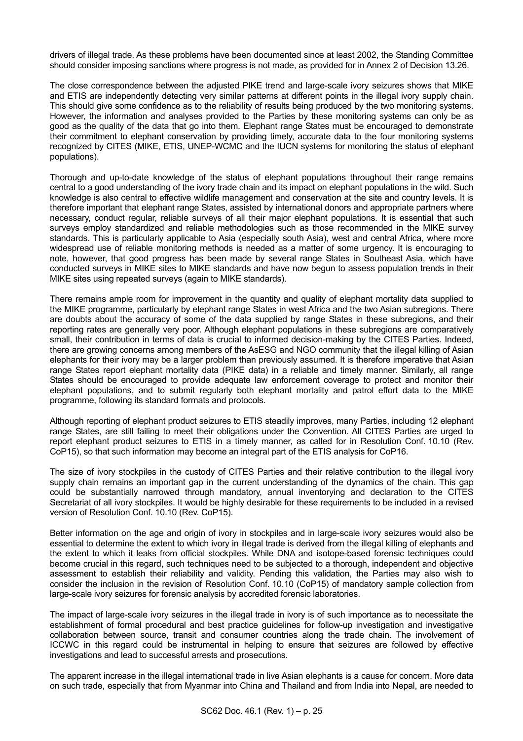drivers of illegal trade. As these problems have been documented since at least 2002, the Standing Committee should consider imposing sanctions where progress is not made, as provided for in Annex 2 of Decision 13.26.

The close correspondence between the adjusted PIKE trend and large-scale ivory seizures shows that MIKE and ETIS are independently detecting very similar patterns at different points in the illegal ivory supply chain. This should give some confidence as to the reliability of results being produced by the two monitoring systems. However, the information and analyses provided to the Parties by these monitoring systems can only be as good as the quality of the data that go into them. Elephant range States must be encouraged to demonstrate their commitment to elephant conservation by providing timely, accurate data to the four monitoring systems recognized by CITES (MIKE, ETIS, UNEP-WCMC and the IUCN systems for monitoring the status of elephant populations).

Thorough and up-to-date knowledge of the status of elephant populations throughout their range remains central to a good understanding of the ivory trade chain and its impact on elephant populations in the wild. Such knowledge is also central to effective wildlife management and conservation at the site and country levels. It is therefore important that elephant range States, assisted by international donors and appropriate partners where necessary, conduct regular, reliable surveys of all their major elephant populations. It is essential that such surveys employ standardized and reliable methodologies such as those recommended in the MIKE survey standards. This is particularly applicable to Asia (especially south Asia), west and central Africa, where more widespread use of reliable monitoring methods is needed as a matter of some urgency. It is encouraging to note, however, that good progress has been made by several range States in Southeast Asia, which have conducted surveys in MIKE sites to MIKE standards and have now begun to assess population trends in their MIKE sites using repeated surveys (again to MIKE standards).

There remains ample room for improvement in the quantity and quality of elephant mortality data supplied to the MIKE programme, particularly by elephant range States in west Africa and the two Asian subregions. There are doubts about the accuracy of some of the data supplied by range States in these subregions, and their reporting rates are generally very poor. Although elephant populations in these subregions are comparatively small, their contribution in terms of data is crucial to informed decision-making by the CITES Parties. Indeed, there are growing concerns among members of the AsESG and NGO community that the illegal killing of Asian elephants for their ivory may be a larger problem than previously assumed. It is therefore imperative that Asian range States report elephant mortality data (PIKE data) in a reliable and timely manner. Similarly, all range States should be encouraged to provide adequate law enforcement coverage to protect and monitor their elephant populations, and to submit regularly both elephant mortality and patrol effort data to the MIKE programme, following its standard formats and protocols.

Although reporting of elephant product seizures to ETIS steadily improves, many Parties, including 12 elephant range States, are still failing to meet their obligations under the Convention. All CITES Parties are urged to report elephant product seizures to ETIS in a timely manner, as called for in Resolution Conf. 10.10 (Rev. CoP15), so that such information may become an integral part of the ETIS analysis for CoP16.

The size of ivory stockpiles in the custody of CITES Parties and their relative contribution to the illegal ivory supply chain remains an important gap in the current understanding of the dynamics of the chain. This gap could be substantially narrowed through mandatory, annual inventorying and declaration to the CITES Secretariat of all ivory stockpiles. It would be highly desirable for these requirements to be included in a revised version of Resolution Conf. 10.10 (Rev. CoP15).

Better information on the age and origin of ivory in stockpiles and in large-scale ivory seizures would also be essential to determine the extent to which ivory in illegal trade is derived from the illegal killing of elephants and the extent to which it leaks from official stockpiles. While DNA and isotope-based forensic techniques could become crucial in this regard, such techniques need to be subjected to a thorough, independent and objective assessment to establish their reliability and validity. Pending this validation, the Parties may also wish to consider the inclusion in the revision of Resolution Conf. 10.10 (CoP15) of mandatory sample collection from large-scale ivory seizures for forensic analysis by accredited forensic laboratories.

The impact of large-scale ivory seizures in the illegal trade in ivory is of such importance as to necessitate the establishment of formal procedural and best practice guidelines for follow-up investigation and investigative collaboration between source, transit and consumer countries along the trade chain. The involvement of ICCWC in this regard could be instrumental in helping to ensure that seizures are followed by effective investigations and lead to successful arrests and prosecutions.

The apparent increase in the illegal international trade in live Asian elephants is a cause for concern. More data on such trade, especially that from Myanmar into China and Thailand and from India into Nepal, are needed to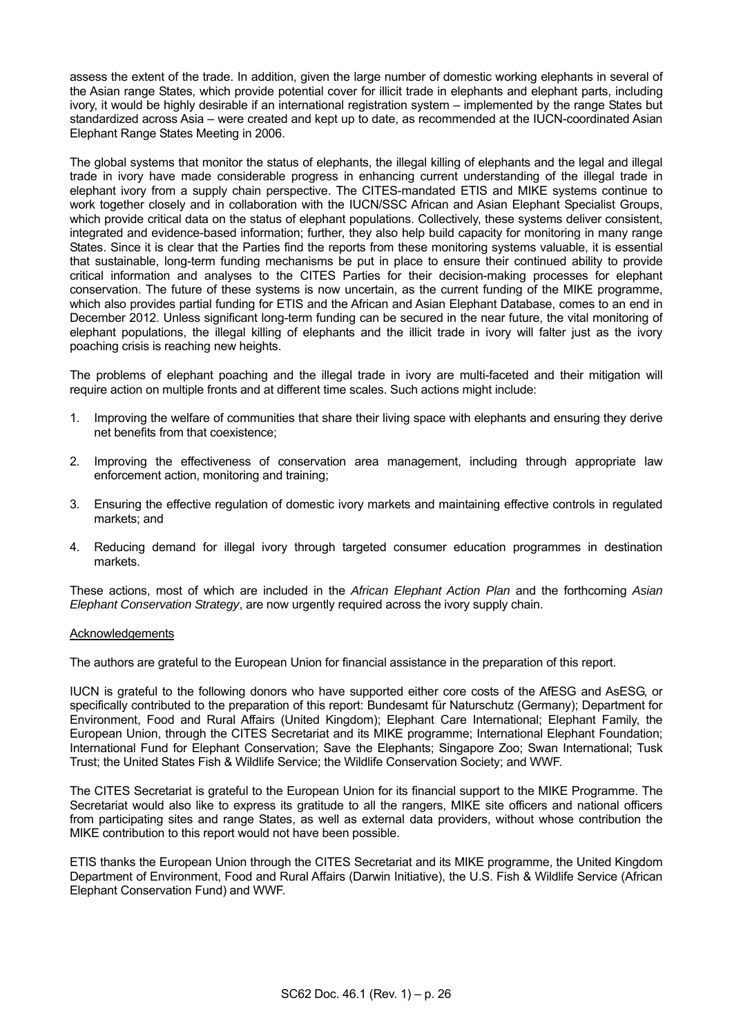assess the extent of the trade. In addition, given the large number of domestic working elephants in several of the Asian range States, which provide potential cover for illicit trade in elephants and elephant parts, including ivory, it would be highly desirable if an international registration system – implemented by the range States but standardized across Asia – were created and kept up to date, as recommended at the IUCN-coordinated Asian Elephant Range States Meeting in 2006.

The global systems that monitor the status of elephants, the illegal killing of elephants and the legal and illegal trade in ivory have made considerable progress in enhancing current understanding of the illegal trade in elephant ivory from a supply chain perspective. The CITES-mandated ETIS and MIKE systems continue to work together closely and in collaboration with the IUCN/SSC African and Asian Elephant Specialist Groups, which provide critical data on the status of elephant populations. Collectively, these systems deliver consistent, integrated and evidence-based information; further, they also help build capacity for monitoring in many range States. Since it is clear that the Parties find the reports from these monitoring systems valuable, it is essential that sustainable, long-term funding mechanisms be put in place to ensure their continued ability to provide critical information and analyses to the CITES Parties for their decision-making processes for elephant conservation. The future of these systems is now uncertain, as the current funding of the MIKE programme, which also provides partial funding for ETIS and the African and Asian Elephant Database, comes to an end in December 2012. Unless significant long-term funding can be secured in the near future, the vital monitoring of elephant populations, the illegal killing of elephants and the illicit trade in ivory will falter just as the ivory poaching crisis is reaching new heights.

The problems of elephant poaching and the illegal trade in ivory are multi-faceted and their mitigation will require action on multiple fronts and at different time scales. Such actions might include:

1. Improving the welfare of communities that share their living space with elephants and ensuring they derive net benefits from that coexistence;

2. Improving the effectiveness of conservation area management, including through appropriate law enforcement action, monitoring and training;

3. Ensuring the effective regulation of domestic ivory markets and maintaining effective controls in regulated markets; and

4. Reducing demand for illegal ivory through targeted consumer education programmes in destination markets.

These actions, most of which are included in the *African Elephant Action Plan* and the forthcoming *Asian Elephant Conservation Strategy*, are now urgently required across the ivory supply chain.

Acknowledgements

The authors are grateful to the European Union for financial assistance in the preparation of this report.

IUCN is grateful to the following donors who have supported either core costs of the AfESG and AsESG, or specifically contributed to the preparation of this report: Bundesamt für Naturschutz (Germany); Department for Environment, Food and Rural Affairs (United Kingdom); Elephant Care International; Elephant Family, the European Union, through the CITES Secretariat and its MIKE programme; International Elephant Foundation; International Fund for Elephant Conservation; Save the Elephants; Singapore Zoo; Swan International; Tusk Trust; the United States Fish & Wildlife Service; the Wildlife Conservation Society; and WWF.

The CITES Secretariat is grateful to the European Union for its financial support to the MIKE Programme. The Secretariat would also like to express its gratitude to all the rangers, MIKE site officers and national officers from participating sites and range States, as well as external data providers, without whose contribution the MIKE contribution to this report would not have been possible.

ETIS thanks the European Union through the CITES Secretariat and its MIKE programme, the United Kingdom Department of Environment, Food and Rural Affairs (Darwin Initiative), the U.S. Fish & Wildlife Service (African Elephant Conservation Fund) and WWF.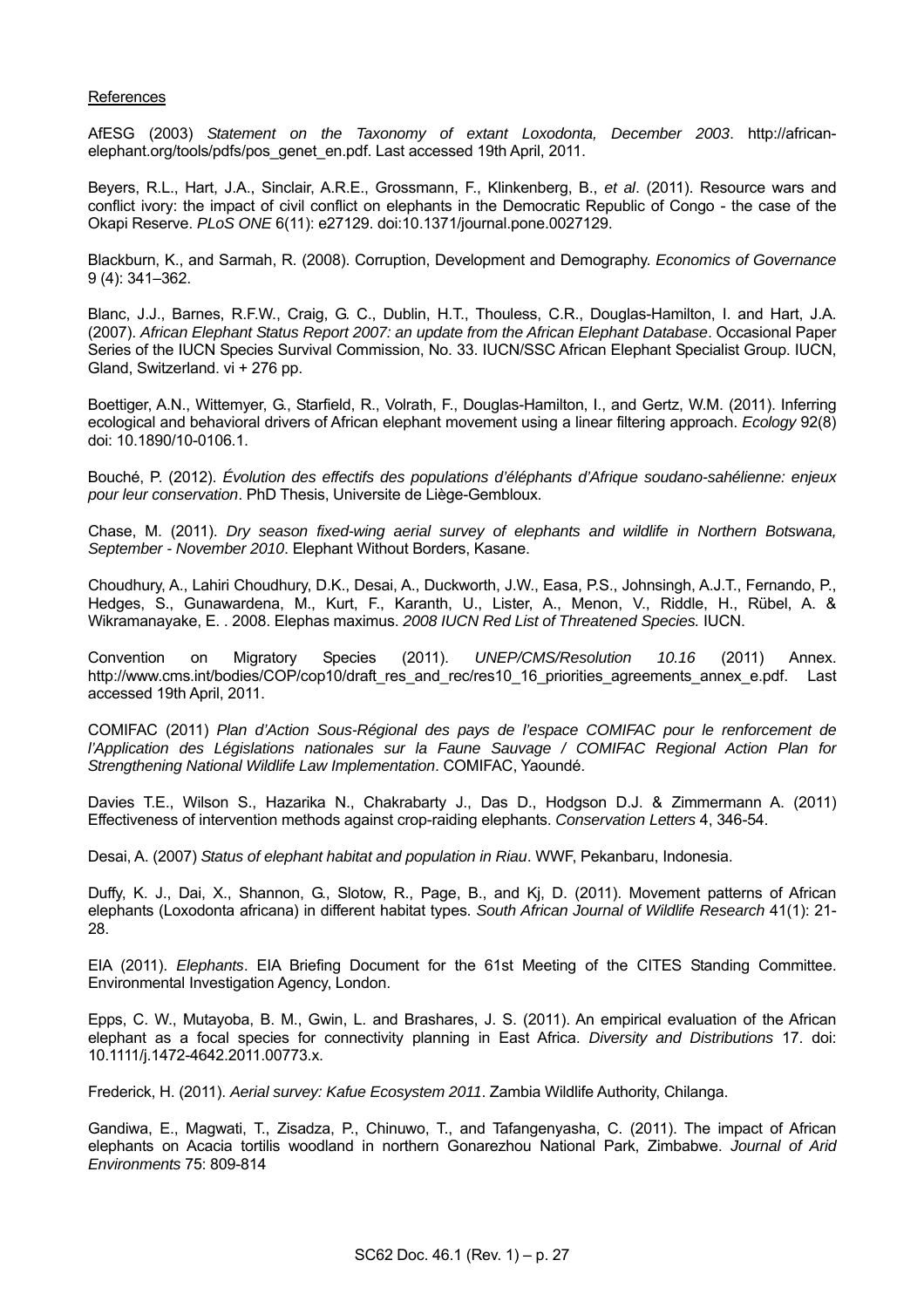References

AfESG (2003) *Statement on the Taxonomy of extant Loxodonta, December 2003*. http://african-elephant.org/tools/pdfs/pos_genet_en.pdf. Last accessed 19th April, 2011.

Beyers, R.L., Hart, J.A., Sinclair, A.R.E., Grossmann, F., Klinkenberg, B., *et al*. (2011). Resource wars and conflict ivory: the impact of civil conflict on elephants in the Democratic Republic of Congo - the case of the Okapi Reserve. *PLoS ONE* 6(11): e27129. doi:10.1371/journal.pone.0027129.

Blackburn, K., and Sarmah, R. (2008). Corruption, Development and Demography. *Economics of Governance* 9 (4): 341–362.

Blanc, J.J., Barnes, R.F.W., Craig, G. C., Dublin, H.T., Thouless, C.R., Douglas-Hamilton, I. and Hart, J.A. (2007). *African Elephant Status Report 2007: an update from the African Elephant Database*. Occasional Paper Series of the IUCN Species Survival Commission, No. 33. IUCN/SSC African Elephant Specialist Group. IUCN, Gland, Switzerland. vi + 276 pp.

Boettiger, A.N., Wittemyer, G., Starfield, R., Volrath, F., Douglas-Hamilton, I., and Gertz, W.M. (2011). Inferring ecological and behavioral drivers of African elephant movement using a linear filtering approach. *Ecology* 92(8) doi: 10.1890/10-0106.1.

Bouché, P. (2012). *Évolution des effectifs des populations d'éléphants d'Afrique soudano-sahélienne: enjeux pour leur conservation*. PhD Thesis, Universite de Liège-Gembloux.

Chase, M. (2011). *Dry season fixed-wing aerial survey of elephants and wildlife in Northern Botswana, September - November 2010*. Elephant Without Borders, Kasane.

Choudhury, A., Lahiri Choudhury, D.K., Desai, A., Duckworth, J.W., Easa, P.S., Johnsingh, A.J.T., Fernando, P., Hedges, S., Gunawardena, M., Kurt, F., Karanth, U., Lister, A., Menon, V., Riddle, H., Rübel, A. & Wikramanayake, E. . 2008. Elephas maximus. *2008 IUCN Red List of Threatened Species.* IUCN.

Convention on Migratory Species (2011). *UNEP/CMS/Resolution 10.16* (2011) Annex. http://www.cms.int/bodies/COP/cop10/draft_res_and_rec/res10_16_priorities_agreements_annex_e.pdf. Last accessed 19th April, 2011.

COMIFAC (2011) *Plan d'Action Sous-Régional des pays de l'espace COMIFAC pour le renforcement de l'Application des Législations nationales sur la Faune Sauvage / COMIFAC Regional Action Plan for Strengthening National Wildlife Law Implementation*. COMIFAC, Yaoundé.

Davies T.E., Wilson S., Hazarika N., Chakrabarty J., Das D., Hodgson D.J. & Zimmermann A. (2011) Effectiveness of intervention methods against crop-raiding elephants. *Conservation Letters* 4, 346-54.

Desai, A. (2007) *Status of elephant habitat and population in Riau*. WWF, Pekanbaru, Indonesia.

Duffy, K. J., Dai, X., Shannon, G., Slotow, R., Page, B., and Kj, D. (2011). Movement patterns of African elephants (Loxodonta africana) in different habitat types. *South African Journal of Wildlife Research* 41(1): 21-28.

EIA (2011). *Elephants*. EIA Briefing Document for the 61st Meeting of the CITES Standing Committee. Environmental Investigation Agency, London.

Epps, C. W., Mutayoba, B. M., Gwin, L. and Brashares, J. S. (2011). An empirical evaluation of the African elephant as a focal species for connectivity planning in East Africa. *Diversity and Distributions* 17. doi: 10.1111/j.1472-4642.2011.00773.x.

Frederick, H. (2011). *Aerial survey: Kafue Ecosystem 2011*. Zambia Wildlife Authority, Chilanga.

Gandiwa, E., Magwati, T., Zisadza, P., Chinuwo, T., and Tafangenyasha, C. (2011). The impact of African elephants on Acacia tortilis woodland in northern Gonarezhou National Park, Zimbabwe. *Journal of Arid Environments* 75: 809-814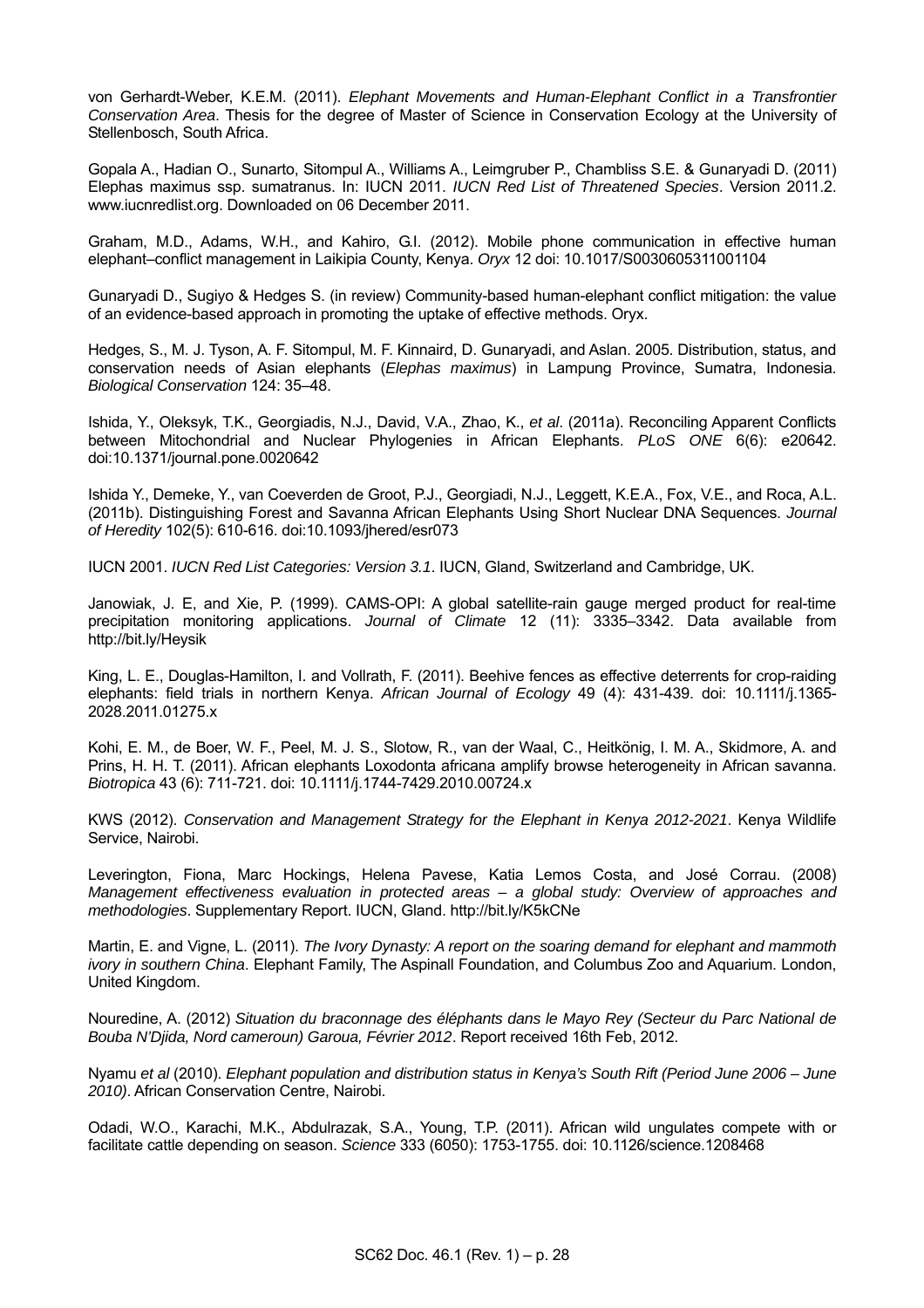von Gerhardt-Weber, K.E.M. (2011). *Elephant Movements and Human-Elephant Conflict in a Transfrontier Conservation Area*. Thesis for the degree of Master of Science in Conservation Ecology at the University of Stellenbosch, South Africa.

Gopala A., Hadian O., Sunarto, Sitompul A., Williams A., Leimgruber P., Chambliss S.E. & Gunaryadi D. (2011) Elephas maximus ssp. sumatranus. In: IUCN 2011. *IUCN Red List of Threatened Species*. Version 2011.2. www.iucnredlist.org. Downloaded on 06 December 2011.

Graham, M.D., Adams, W.H., and Kahiro, G.I. (2012). Mobile phone communication in effective human elephant–conflict management in Laikipia County, Kenya. *Oryx* 12 doi: 10.1017/S0030605311001104

Gunaryadi D., Sugiyo & Hedges S. (in review) Community-based human-elephant conflict mitigation: the value of an evidence-based approach in promoting the uptake of effective methods. Oryx.

Hedges, S., M. J. Tyson, A. F. Sitompul, M. F. Kinnaird, D. Gunaryadi, and Aslan. 2005. Distribution, status, and conservation needs of Asian elephants (*Elephas maximus*) in Lampung Province, Sumatra, Indonesia. *Biological Conservation* 124: 35–48.

Ishida, Y., Oleksyk, T.K., Georgiadis, N.J., David, V.A., Zhao, K., *et al*. (2011a). Reconciling Apparent Conflicts between Mitochondrial and Nuclear Phylogenies in African Elephants. *PLoS ONE* 6(6): e20642. doi:10.1371/journal.pone.0020642

Ishida Y., Demeke, Y., van Coeverden de Groot, P.J., Georgiadi, N.J., Leggett, K.E.A., Fox, V.E., and Roca, A.L. (2011b). Distinguishing Forest and Savanna African Elephants Using Short Nuclear DNA Sequences. *Journal of Heredity* 102(5): 610-616. doi:10.1093/jhered/esr073

IUCN 2001. *IUCN Red List Categories: Version 3.1*. IUCN, Gland, Switzerland and Cambridge, UK.

Janowiak, J. E, and Xie, P. (1999). CAMS-OPI: A global satellite-rain gauge merged product for real-time precipitation monitoring applications. *Journal of Climate* 12 (11): 3335–3342. Data available from http://bit.ly/Heysik

King, L. E., Douglas-Hamilton, I. and Vollrath, F. (2011). Beehive fences as effective deterrents for crop-raiding elephants: field trials in northern Kenya. *African Journal of Ecology* 49 (4): 431-439. doi: 10.1111/j.1365-2028.2011.01275.x

Kohi, E. M., de Boer, W. F., Peel, M. J. S., Slotow, R., van der Waal, C., Heitkönig, I. M. A., Skidmore, A. and Prins, H. H. T. (2011). African elephants Loxodonta africana amplify browse heterogeneity in African savanna. *Biotropica* 43 (6): 711-721. doi: 10.1111/j.1744-7429.2010.00724.x

KWS (2012). *Conservation and Management Strategy for the Elephant in Kenya 2012-2021*. Kenya Wildlife Service, Nairobi.

Leverington, Fiona, Marc Hockings, Helena Pavese, Katia Lemos Costa, and José Corrau. (2008) *Management effectiveness evaluation in protected areas – a global study: Overview of approaches and methodologies*. Supplementary Report. IUCN, Gland. http://bit.ly/K5kCNe

Martin, E. and Vigne, L. (2011). *The Ivory Dynasty: A report on the soaring demand for elephant and mammoth ivory in southern China*. Elephant Family, The Aspinall Foundation, and Columbus Zoo and Aquarium. London, United Kingdom.

Nouredine, A. (2012) *Situation du braconnage des éléphants dans le Mayo Rey (Secteur du Parc National de Bouba N'Djida, Nord cameroun) Garoua, Février 2012*. Report received 16th Feb, 2012.

Nyamu *et al* (2010). *Elephant population and distribution status in Kenya's South Rift (Period June 2006 – June 2010)*. African Conservation Centre, Nairobi.

Odadi, W.O., Karachi, M.K., Abdulrazak, S.A., Young, T.P. (2011). African wild ungulates compete with or facilitate cattle depending on season. *Science* 333 (6050): 1753-1755. doi: 10.1126/science.1208468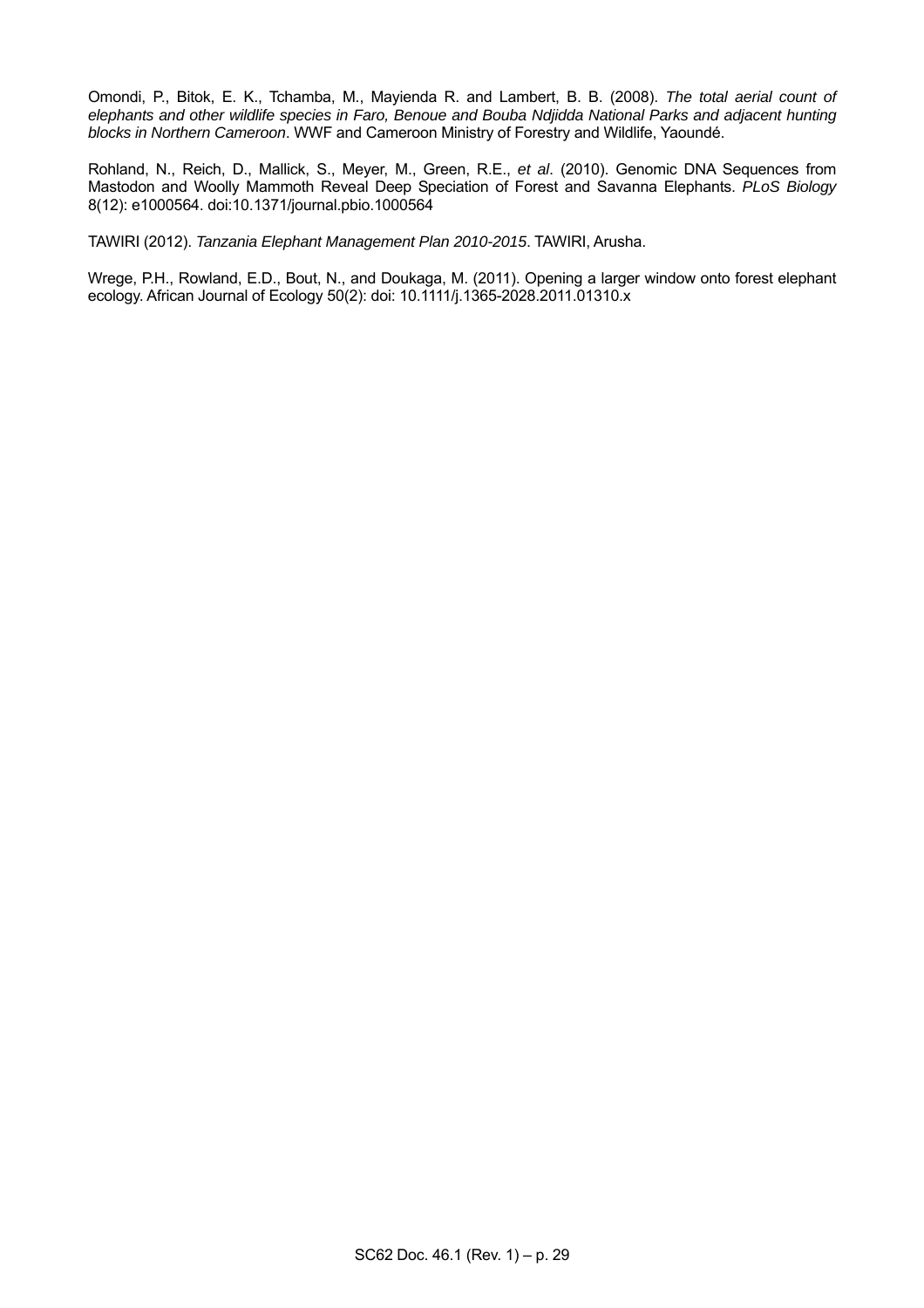Omondi, P., Bitok, E. K., Tchamba, M., Mayienda R. and Lambert, B. B. (2008). *The total aerial count of elephants and other wildlife species in Faro, Benoue and Bouba Ndjidda National Parks and adjacent hunting blocks in Northern Cameroon*. WWF and Cameroon Ministry of Forestry and Wildlife, Yaoundé.

Rohland, N., Reich, D., Mallick, S., Meyer, M., Green, R.E., *et al*. (2010). Genomic DNA Sequences from Mastodon and Woolly Mammoth Reveal Deep Speciation of Forest and Savanna Elephants. *PLoS Biology* 8(12): e1000564. doi:10.1371/journal.pbio.1000564

TAWIRI (2012). *Tanzania Elephant Management Plan 2010-2015*. TAWIRI, Arusha.

Wrege, P.H., Rowland, E.D., Bout, N., and Doukaga, M. (2011). Opening a larger window onto forest elephant ecology. African Journal of Ecology 50(2): doi: 10.1111/j.1365-2028.2011.01310.x